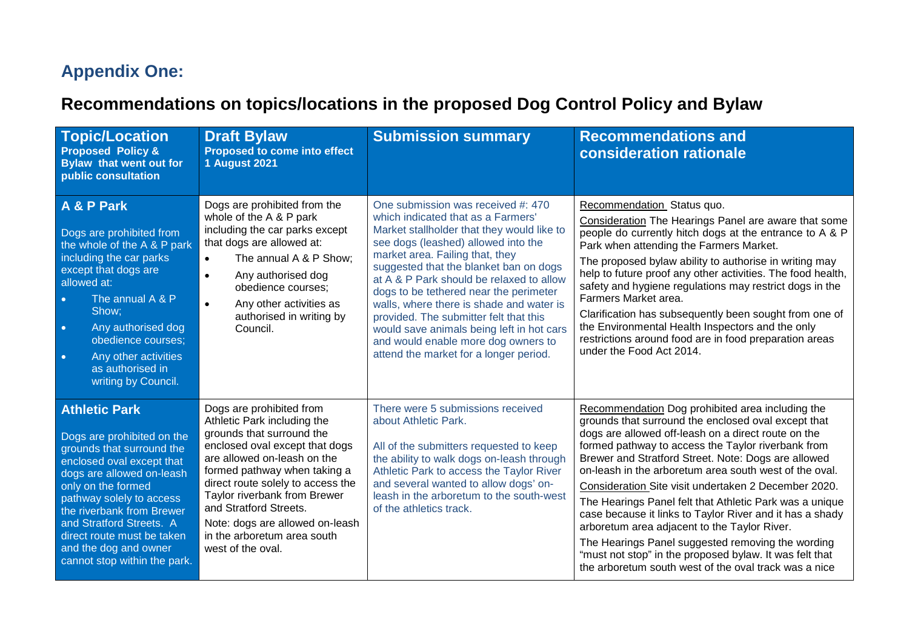## Appendix One:

## Recommendations on topics/locations in the proposed Dog Control Policy and Bylaw

| **Topic/Location** **Proposed Policy & Bylaw that went out for public consultation** | **Draft Bylaw** **Proposed to come into effect 1 August 2021** | **Submission summary** | **Recommendations and consideration rationale** |
|---|---|---|---|
| **A & P Park**<br><br>Dogs are prohibited from the whole of the A & P park including the car parks except that dogs are allowed at:<br>• The annual A & P Show;<br>• Any authorised dog obedience courses;<br>• Any other activities as authorised in writing by Council. | Dogs are prohibited from the whole of the A & P park including the car parks except that dogs are allowed at:<br>• The annual A & P Show;<br>• Any authorised dog obedience courses;<br>• Any other activities as authorised in writing by Council. | One submission was received #: 470 which indicated that as a Farmers' Market stallholder that they would like to see dogs (leashed) allowed into the market area. Failing that, they suggested that the blanket ban on dogs at A & P Park should be relaxed to allow dogs to be tethered near the perimeter walls, where there is shade and water is provided. The submitter felt that this would save animals being left in hot cars and would enable more dog owners to attend the market for a longer period. | Recommendation Status quo.<br><br>Consideration The Hearings Panel are aware that some people do currently hitch dogs at the entrance to A & P Park when attending the Farmers Market.<br><br>The proposed bylaw ability to authorise in writing may help to future proof any other activities. The food health, safety and hygiene regulations may restrict dogs in the Farmers Market area.<br><br>Clarification has subsequently been sought from one of the Environmental Health Inspectors and the only restrictions around food are in food preparation areas under the Food Act 2014. |
| **Athletic Park**<br><br>Dogs are prohibited on the grounds that surround the enclosed oval except that dogs are allowed on-leash only on the formed pathway solely to access the riverbank from Brewer and Stratford Streets. A direct route must be taken and the dog and owner cannot stop within the park. | Dogs are prohibited from Athletic Park including the grounds that surround the enclosed oval except that dogs are allowed on-leash on the formed pathway when taking a direct route solely to access the Taylor riverbank from Brewer and Stratford Streets.<br><br>Note: dogs are allowed on-leash in the arboretum area south west of the oval. | There were 5 submissions received about Athletic Park.<br><br>All of the submitters requested to keep the ability to walk dogs on-leash through Athletic Park to access the Taylor River and several wanted to allow dogs' on-leash in the arboretum to the south-west of the athletics track. | Recommendation Dog prohibited area including the grounds that surround the enclosed oval except that dogs are allowed off-leash on a direct route on the formed pathway to access the Taylor riverbank from Brewer and Stratford Street. Note: Dogs are allowed on-leash in the arboretum area south west of the oval.<br><br>Consideration Site visit undertaken 2 December 2020.<br><br>The Hearings Panel felt that Athletic Park was a unique case because it links to Taylor River and it has a shady arboretum area adjacent to the Taylor River.<br><br>The Hearings Panel suggested removing the wording "must not stop" in the proposed bylaw. It was felt that the arboretum south west of the oval track was a nice |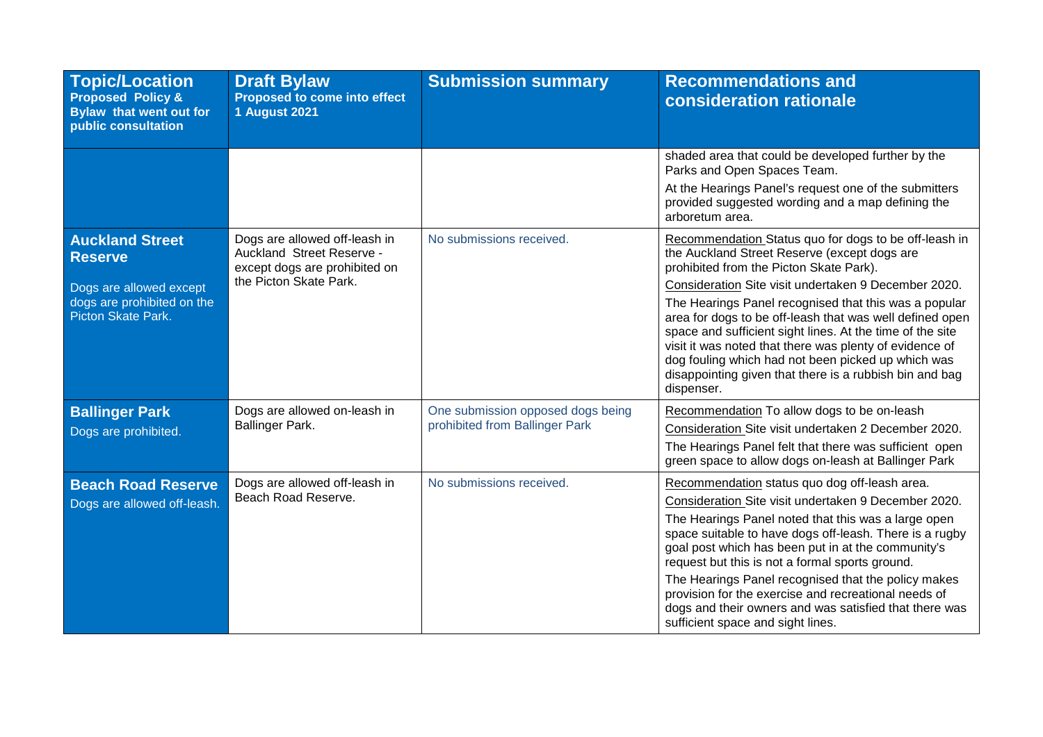| Topic/Location<br>Proposed Policy & Bylaw that went out for public consultation | Draft Bylaw<br>Proposed to come into effect 1 August 2021 | Submission summary | Recommendations and consideration rationale |
|---|---|---|---|
| | | | shaded area that could be developed further by the Parks and Open Spaces Team.<br>At the Hearings Panel's request one of the submitters provided suggested wording and a map defining the arboretum area. |
| **Auckland Street Reserve**<br>Dogs are allowed except dogs are prohibited on the Picton Skate Park. | Dogs are allowed off-leash in Auckland Street Reserve - except dogs are prohibited on the Picton Skate Park. | No submissions received. | Recommendation Status quo for dogs to be off-leash in the Auckland Street Reserve (except dogs are prohibited from the Picton Skate Park).<br>Consideration Site visit undertaken 9 December 2020.<br>The Hearings Panel recognised that this was a popular area for dogs to be off-leash that was well defined open space and sufficient sight lines. At the time of the site visit it was noted that there was plenty of evidence of dog fouling which had not been picked up which was disappointing given that there is a rubbish bin and bag dispenser. |
| **Ballinger Park**<br>Dogs are prohibited. | Dogs are allowed on-leash in Ballinger Park. | One submission opposed dogs being prohibited from Ballinger Park | Recommendation To allow dogs to be on-leash<br>Consideration Site visit undertaken 2 December 2020.<br>The Hearings Panel felt that there was sufficient open green space to allow dogs on-leash at Ballinger Park |
| **Beach Road Reserve**<br>Dogs are allowed off-leash. | Dogs are allowed off-leash in Beach Road Reserve. | No submissions received. | Recommendation status quo dog off-leash area.<br>Consideration Site visit undertaken 9 December 2020.<br>The Hearings Panel noted that this was a large open space suitable to have dogs off-leash. There is a rugby goal post which has been put in at the community's request but this is not a formal sports ground.<br>The Hearings Panel recognised that the policy makes provision for the exercise and recreational needs of dogs and their owners and was satisfied that there was sufficient space and sight lines. |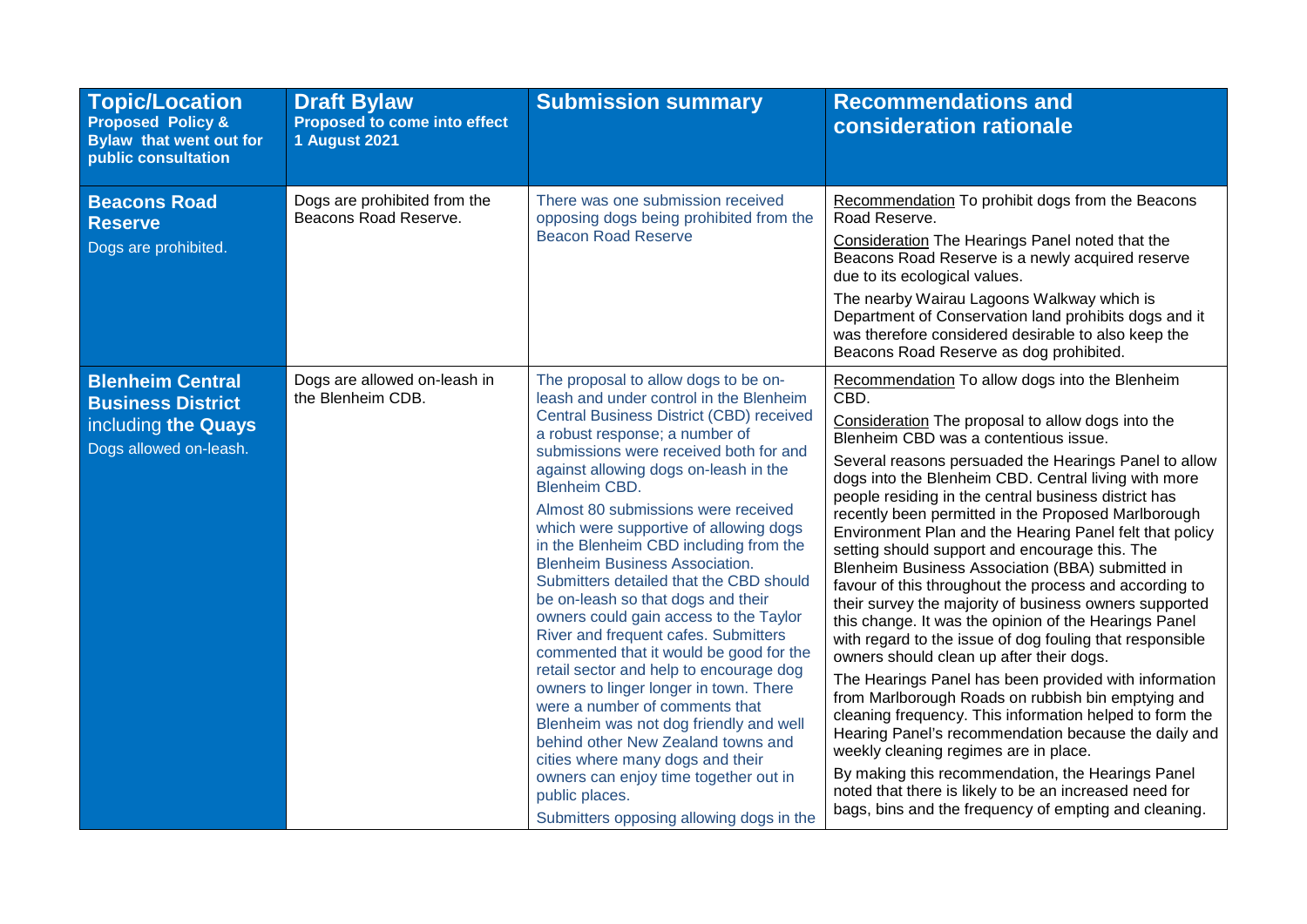| **Topic/Location** **Proposed Policy & Bylaw that went out for public consultation** | **Draft Bylaw** **Proposed to come into effect 1 August 2021** | **Submission summary** | **Recommendations and consideration rationale** |
|---|---|---|---|
| **Beacons Road Reserve** Dogs are prohibited. | Dogs are prohibited from the Beacons Road Reserve. | There was one submission received opposing dogs being prohibited from the Beacon Road Reserve | Recommendation To prohibit dogs from the Beacons Road Reserve. Consideration The Hearings Panel noted that the Beacons Road Reserve is a newly acquired reserve due to its ecological values. The nearby Wairau Lagoons Walkway which is Department of Conservation land prohibits dogs and it was therefore considered desirable to also keep the Beacons Road Reserve as dog prohibited. |
| **Blenheim Central Business District** including **the Quays** Dogs allowed on-leash. | Dogs are allowed on-leash in the Blenheim CDB. | The proposal to allow dogs to be on-leash and under control in the Blenheim Central Business District (CBD) received a robust response; a number of submissions were received both for and against allowing dogs on-leash in the Blenheim CBD. Almost 80 submissions were received which were supportive of allowing dogs in the Blenheim CBD including from the Blenheim Business Association. Submitters detailed that the CBD should be on-leash so that dogs and their owners could gain access to the Taylor River and frequent cafes. Submitters commented that it would be good for the retail sector and help to encourage dog owners to linger longer in town. There were a number of comments that Blenheim was not dog friendly and well behind other New Zealand towns and cities where many dogs and their owners can enjoy time together out in public places. Submitters opposing allowing dogs in the | Recommendation To allow dogs into the Blenheim CBD. Consideration The proposal to allow dogs into the Blenheim CBD was a contentious issue. Several reasons persuaded the Hearings Panel to allow dogs into the Blenheim CBD. Central living with more people residing in the central business district has recently been permitted in the Proposed Marlborough Environment Plan and the Hearing Panel felt that policy setting should support and encourage this. The Blenheim Business Association (BBA) submitted in favour of this throughout the process and according to their survey the majority of business owners supported this change. It was the opinion of the Hearings Panel with regard to the issue of dog fouling that responsible owners should clean up after their dogs. The Hearings Panel has been provided with information from Marlborough Roads on rubbish bin emptying and cleaning frequency. This information helped to form the Hearing Panel's recommendation because the daily and weekly cleaning regimes are in place. By making this recommendation, the Hearings Panel noted that there is likely to be an increased need for bags, bins and the frequency of empting and cleaning. |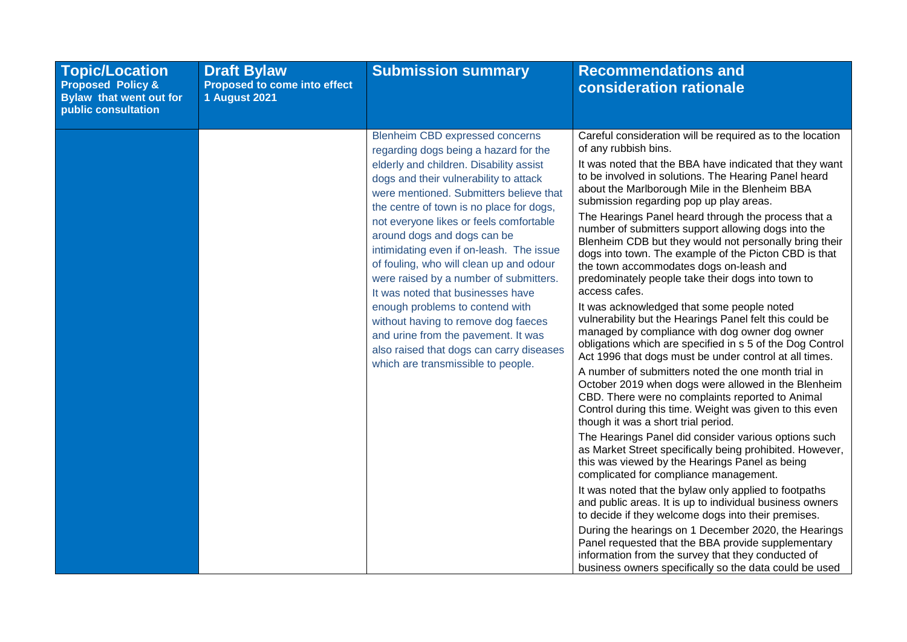| Topic/Location<br>**Proposed Policy & Bylaw that went out for public consultation** | Draft Bylaw<br>**Proposed to come into effect 1 August 2021** | Submission summary | Recommendations and consideration rationale |
|---|---|---|---|
| | | Blenheim CBD expressed concerns regarding dogs being a hazard for the elderly and children. Disability assist dogs and their vulnerability to attack were mentioned. Submitters believe that the centre of town is no place for dogs, not everyone likes or feels comfortable around dogs and dogs can be intimidating even if on-leash. The issue of fouling, who will clean up and odour were raised by a number of submitters. It was noted that businesses have enough problems to contend with without having to remove dog faeces and urine from the pavement. It was also raised that dogs can carry diseases which are transmissible to people. | Careful consideration will be required as to the location of any rubbish bins.<br><br>It was noted that the BBA have indicated that they want to be involved in solutions. The Hearing Panel heard about the Marlborough Mile in the Blenheim BBA submission regarding pop up play areas.<br><br>The Hearings Panel heard through the process that a number of submitters support allowing dogs into the Blenheim CDB but they would not personally bring their dogs into town. The example of the Picton CBD is that the town accommodates dogs on-leash and predominately people take their dogs into town to access cafes.<br><br>It was acknowledged that some people noted vulnerability but the Hearings Panel felt this could be managed by compliance with dog owner dog owner obligations which are specified in s 5 of the Dog Control Act 1996 that dogs must be under control at all times.<br><br>A number of submitters noted the one month trial in October 2019 when dogs were allowed in the Blenheim CBD. There were no complaints reported to Animal Control during this time. Weight was given to this even though it was a short trial period.<br><br>The Hearings Panel did consider various options such as Market Street specifically being prohibited. However, this was viewed by the Hearings Panel as being complicated for compliance management.<br><br>It was noted that the bylaw only applied to footpaths and public areas. It is up to individual business owners to decide if they welcome dogs into their premises.<br><br>During the hearings on 1 December 2020, the Hearings Panel requested that the BBA provide supplementary information from the survey that they conducted of business owners specifically so the data could be used |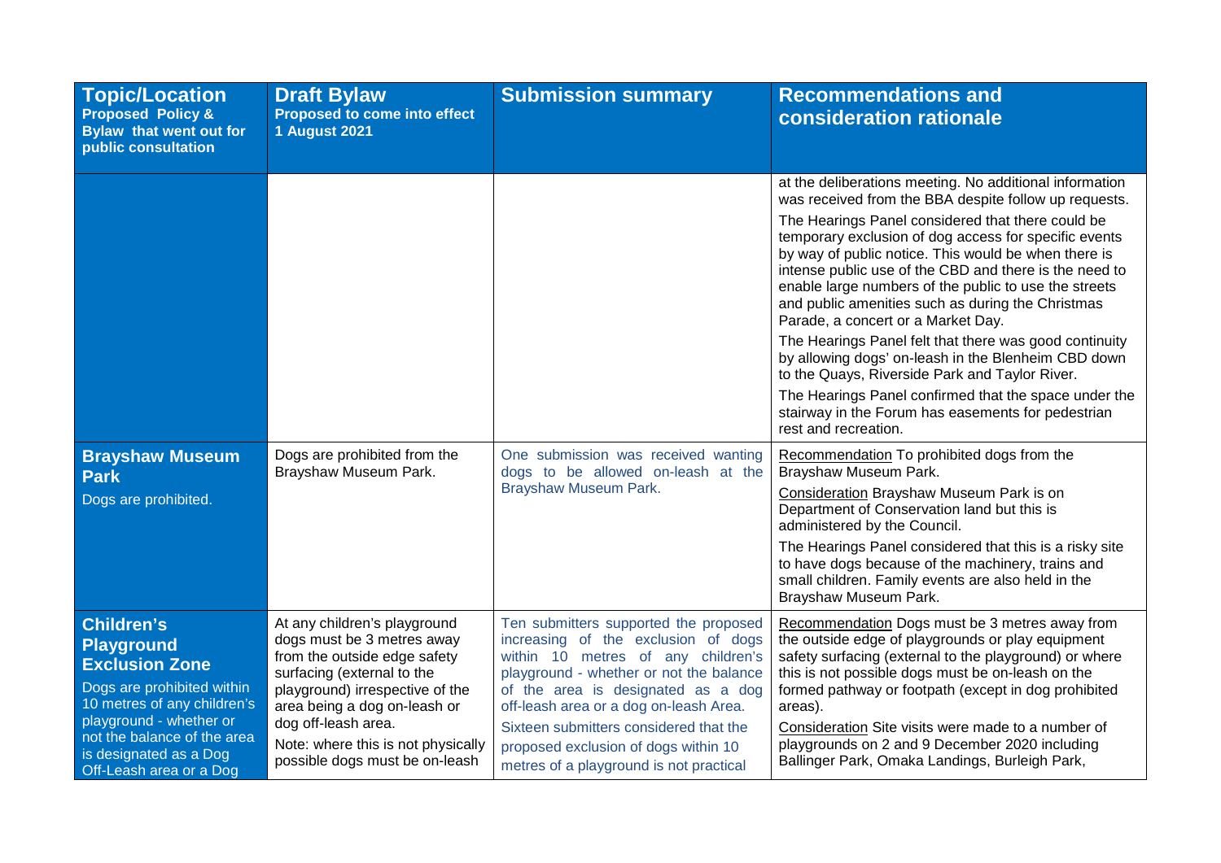| **Topic/Location** **Proposed Policy & Bylaw that went out for public consultation** | **Draft Bylaw** **Proposed to come into effect 1 August 2021** | **Submission summary** | **Recommendations and consideration rationale** |
|---|---|---|---|
| | | | at the deliberations meeting. No additional information was received from the BBA despite follow up requests.<br>The Hearings Panel considered that there could be temporary exclusion of dog access for specific events by way of public notice. This would be when there is intense public use of the CBD and there is the need to enable large numbers of the public to use the streets and public amenities such as during the Christmas Parade, a concert or a Market Day.<br>The Hearings Panel felt that there was good continuity by allowing dogs' on-leash in the Blenheim CBD down to the Quays, Riverside Park and Taylor River.<br>The Hearings Panel confirmed that the space under the stairway in the Forum has easements for pedestrian rest and recreation. |
| **Brayshaw Museum Park**<br>Dogs are prohibited. | Dogs are prohibited from the Brayshaw Museum Park. | One submission was received wanting dogs to be allowed on-leash at the Brayshaw Museum Park. | Recommendation To prohibited dogs from the Brayshaw Museum Park.<br>Consideration Brayshaw Museum Park is on Department of Conservation land but this is administered by the Council.<br>The Hearings Panel considered that this is a risky site to have dogs because of the machinery, trains and small children. Family events are also held in the Brayshaw Museum Park. |
| **Children's Playground Exclusion Zone**<br>Dogs are prohibited within 10 metres of any children's playground - whether or not the balance of the area is designated as a Dog Off-Leash area or a Dog | At any children's playground dogs must be 3 metres away from the outside edge safety surfacing (external to the playground) irrespective of the area being a dog on-leash or dog off-leash area.<br>Note: where this is not physically possible dogs must be on-leash | Ten submitters supported the proposed increasing of the exclusion of dogs within 10 metres of any children's playground - whether or not the balance of the area is designated as a dog off-leash area or a dog on-leash Area.<br>Sixteen submitters considered that the proposed exclusion of dogs within 10 metres of a playground is not practical | Recommendation Dogs must be 3 metres away from the outside edge of playgrounds or play equipment safety surfacing (external to the playground) or where this is not possible dogs must be on-leash on the formed pathway or footpath (except in dog prohibited areas).<br>Consideration Site visits were made to a number of playgrounds on 2 and 9 December 2020 including Ballinger Park, Omaka Landings, Burleigh Park, |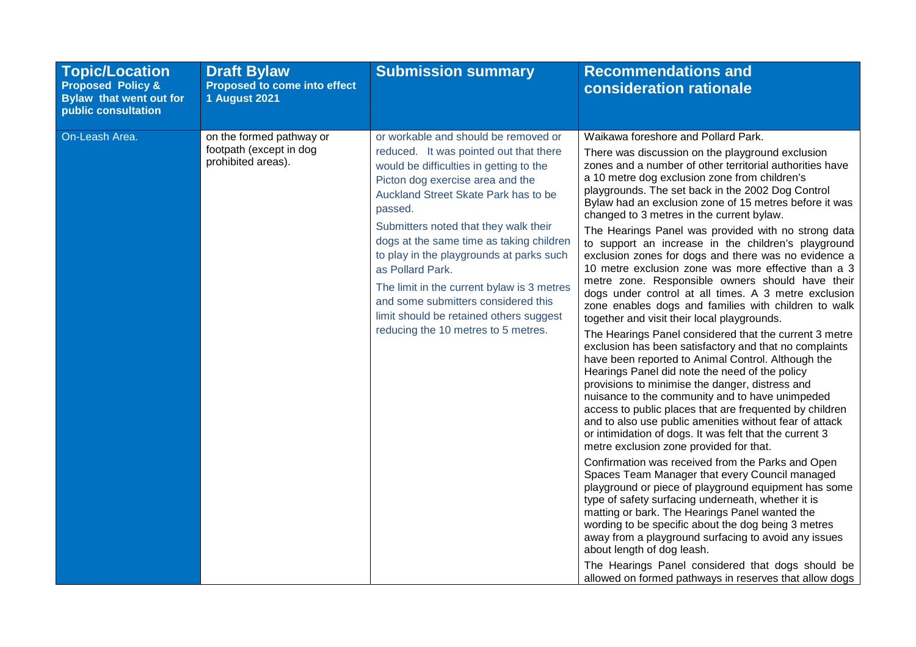| **Topic/Location** **Proposed Policy & Bylaw that went out for public consultation** | **Draft Bylaw** **Proposed to come into effect 1 August 2021** | **Submission summary** | **Recommendations and consideration rationale** |
|---|---|---|---|
| On-Leash Area. | on the formed pathway or footpath (except in dog prohibited areas). | or workable and should be removed or reduced. It was pointed out that there would be difficulties in getting to the Picton dog exercise area and the Auckland Street Skate Park has to be passed.<br><br>Submitters noted that they walk their dogs at the same time as taking children to play in the playgrounds at parks such as Pollard Park.<br><br>The limit in the current bylaw is 3 metres and some submitters considered this limit should be retained others suggest reducing the 10 metres to 5 metres. | Waikawa foreshore and Pollard Park.<br><br>There was discussion on the playground exclusion zones and a number of other territorial authorities have a 10 metre dog exclusion zone from children's playgrounds. The set back in the 2002 Dog Control Bylaw had an exclusion zone of 15 metres before it was changed to 3 metres in the current bylaw.<br><br>The Hearings Panel was provided with no strong data to support an increase in the children's playground exclusion zones for dogs and there was no evidence a 10 metre exclusion zone was more effective than a 3 metre zone. Responsible owners should have their dogs under control at all times. A 3 metre exclusion zone enables dogs and families with children to walk together and visit their local playgrounds.<br><br>The Hearings Panel considered that the current 3 metre exclusion has been satisfactory and that no complaints have been reported to Animal Control. Although the Hearings Panel did note the need of the policy provisions to minimise the danger, distress and nuisance to the community and to have unimpeded access to public places that are frequented by children and to also use public amenities without fear of attack or intimidation of dogs. It was felt that the current 3 metre exclusion zone provided for that.<br><br>Confirmation was received from the Parks and Open Spaces Team Manager that every Council managed playground or piece of playground equipment has some type of safety surfacing underneath, whether it is matting or bark. The Hearings Panel wanted the wording to be specific about the dog being 3 metres away from a playground surfacing to avoid any issues about length of dog leash.<br><br>The Hearings Panel considered that dogs should be allowed on formed pathways in reserves that allow dogs |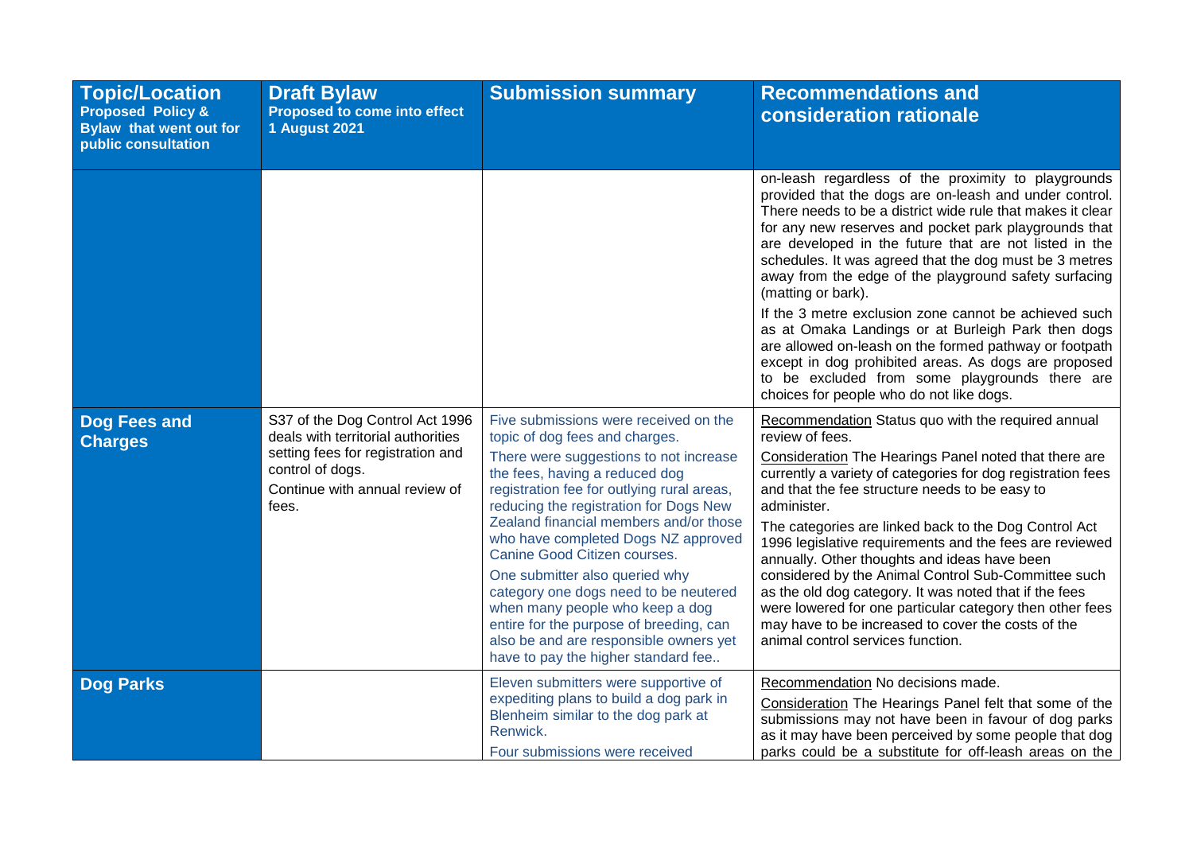| Topic/Location<br>Proposed Policy & Bylaw that went out for public consultation | Draft Bylaw<br>Proposed to come into effect 1 August 2021 | Submission summary | Recommendations and consideration rationale |
|---|---|---|---|
| | | | on-leash regardless of the proximity to playgrounds provided that the dogs are on-leash and under control. There needs to be a district wide rule that makes it clear for any new reserves and pocket park playgrounds that are developed in the future that are not listed in the schedules. It was agreed that the dog must be 3 metres away from the edge of the playground safety surfacing (matting or bark).<br><br>If the 3 metre exclusion zone cannot be achieved such as at Omaka Landings or at Burleigh Park then dogs are allowed on-leash on the formed pathway or footpath except in dog prohibited areas. As dogs are proposed to be excluded from some playgrounds there are choices for people who do not like dogs. |
| **Dog Fees and Charges** | S37 of the Dog Control Act 1996 deals with territorial authorities setting fees for registration and control of dogs.<br><br>Continue with annual review of fees. | Five submissions were received on the topic of dog fees and charges.<br><br>There were suggestions to not increase the fees, having a reduced dog registration fee for outlying rural areas, reducing the registration for Dogs New Zealand financial members and/or those who have completed Dogs NZ approved Canine Good Citizen courses.<br><br>One submitter also queried why category one dogs need to be neutered when many people who keep a dog entire for the purpose of breeding, can also be and are responsible owners yet have to pay the higher standard fee.. | Recommendation Status quo with the required annual review of fees.<br><br>Consideration The Hearings Panel noted that there are currently a variety of categories for dog registration fees and that the fee structure needs to be easy to administer.<br><br>The categories are linked back to the Dog Control Act 1996 legislative requirements and the fees are reviewed annually. Other thoughts and ideas have been considered by the Animal Control Sub-Committee such as the old dog category. It was noted that if the fees were lowered for one particular category then other fees may have to be increased to cover the costs of the animal control services function. |
| **Dog Parks** | | Eleven submitters were supportive of expediting plans to build a dog park in Blenheim similar to the dog park at Renwick.<br><br>Four submissions were received | Recommendation No decisions made.<br><br>Consideration The Hearings Panel felt that some of the submissions may not have been in favour of dog parks as it may have been perceived by some people that dog parks could be a substitute for off-leash areas on the |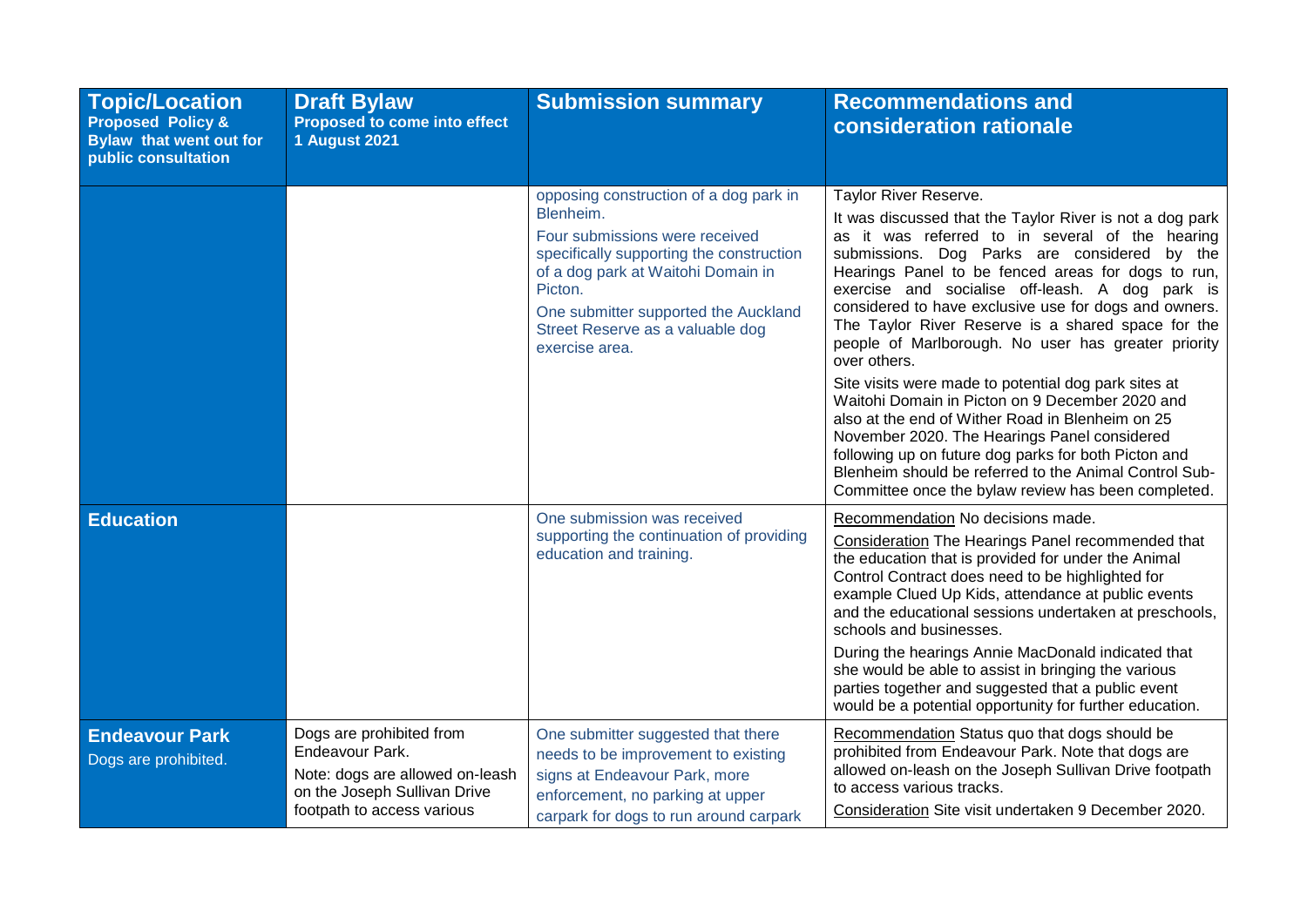| **Topic/Location** **Proposed Policy & Bylaw that went out for public consultation** | **Draft Bylaw** **Proposed to come into effect 1 August 2021** | **Submission summary** | **Recommendations and consideration rationale** |
|---|---|---|---|
| | | opposing construction of a dog park in Blenheim.<br><br>Four submissions were received specifically supporting the construction of a dog park at Waitohi Domain in Picton.<br><br>One submitter supported the Auckland Street Reserve as a valuable dog exercise area. | Taylor River Reserve.<br><br>It was discussed that the Taylor River is not a dog park as it was referred to in several of the hearing submissions. Dog Parks are considered by the Hearings Panel to be fenced areas for dogs to run, exercise and socialise off-leash. A dog park is considered to have exclusive use for dogs and owners. The Taylor River Reserve is a shared space for the people of Marlborough. No user has greater priority over others.<br><br>Site visits were made to potential dog park sites at Waitohi Domain in Picton on 9 December 2020 and also at the end of Wither Road in Blenheim on 25 November 2020. The Hearings Panel considered following up on future dog parks for both Picton and Blenheim should be referred to the Animal Control Sub-Committee once the bylaw review has been completed. |
| **Education** | | One submission was received supporting the continuation of providing education and training. | Recommendation No decisions made.<br><br>Consideration The Hearings Panel recommended that the education that is provided for under the Animal Control Contract does need to be highlighted for example Clued Up Kids, attendance at public events and the educational sessions undertaken at preschools, schools and businesses.<br><br>During the hearings Annie MacDonald indicated that she would be able to assist in bringing the various parties together and suggested that a public event would be a potential opportunity for further education. |
| **Endeavour Park**<br><br>Dogs are prohibited. | Dogs are prohibited from Endeavour Park.<br><br>Note: dogs are allowed on-leash on the Joseph Sullivan Drive footpath to access various | One submitter suggested that there needs to be improvement to existing signs at Endeavour Park, more enforcement, no parking at upper carpark for dogs to run around carpark | Recommendation Status quo that dogs should be prohibited from Endeavour Park. Note that dogs are allowed on-leash on the Joseph Sullivan Drive footpath to access various tracks.<br><br>Consideration Site visit undertaken 9 December 2020. |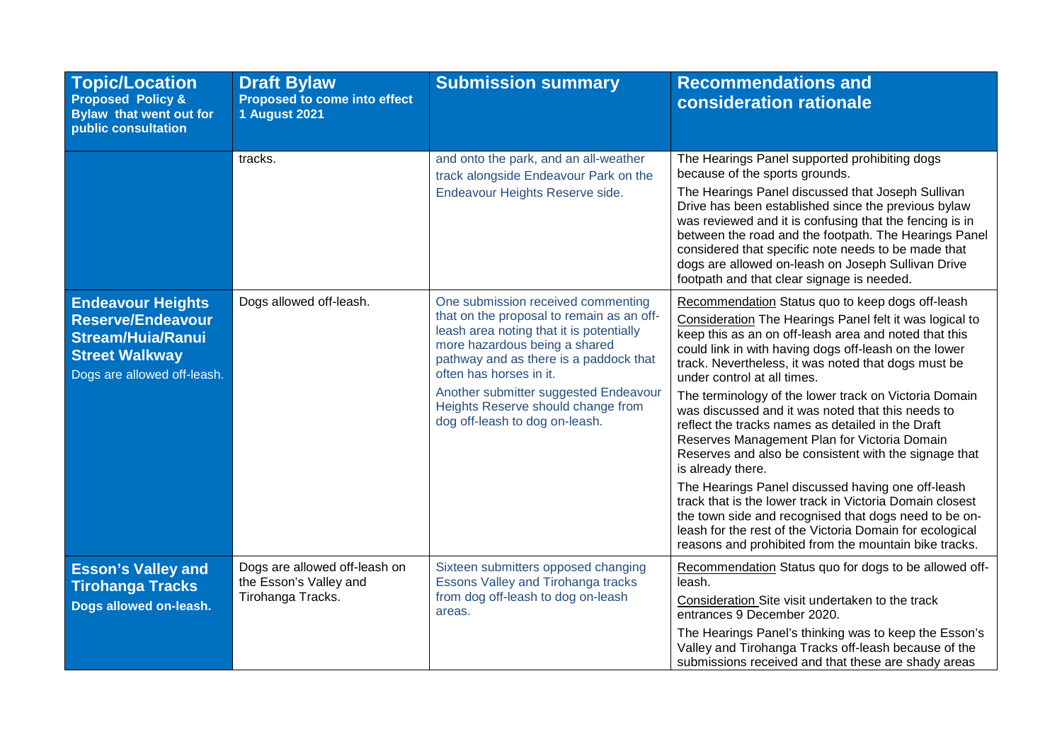| Topic/Location<br>Proposed Policy & Bylaw that went out for public consultation | Draft Bylaw<br>Proposed to come into effect 1 August 2021 | Submission summary | Recommendations and consideration rationale |
|---|---|---|---|
| | tracks. | and onto the park, and an all-weather track alongside Endeavour Park on the Endeavour Heights Reserve side. | The Hearings Panel supported prohibiting dogs because of the sports grounds.<br>The Hearings Panel discussed that Joseph Sullivan Drive has been established since the previous bylaw was reviewed and it is confusing that the fencing is in between the road and the footpath. The Hearings Panel considered that specific note needs to be made that dogs are allowed on-leash on Joseph Sullivan Drive footpath and that clear signage is needed. |
| **Endeavour Heights Reserve/Endeavour Stream/Huia/Ranui Street Walkway**<br>Dogs are allowed off-leash. | Dogs allowed off-leash. | One submission received commenting that on the proposal to remain as an off-leash area noting that it is potentially more hazardous being a shared pathway and as there is a paddock that often has horses in it.<br>Another submitter suggested Endeavour Heights Reserve should change from dog off-leash to dog on-leash. | Recommendation Status quo to keep dogs off-leash<br>Consideration The Hearings Panel felt it was logical to keep this as an on off-leash area and noted that this could link in with having dogs off-leash on the lower track. Nevertheless, it was noted that dogs must be under control at all times.<br>The terminology of the lower track on Victoria Domain was discussed and it was noted that this needs to reflect the tracks names as detailed in the Draft Reserves Management Plan for Victoria Domain Reserves and also be consistent with the signage that is already there.<br>The Hearings Panel discussed having one off-leash track that is the lower track in Victoria Domain closest the town side and recognised that dogs need to be on-leash for the rest of the Victoria Domain for ecological reasons and prohibited from the mountain bike tracks. |
| **Esson's Valley and Tirohanga Tracks**<br>Dogs allowed on-leash. | Dogs are allowed off-leash on the Esson's Valley and Tirohanga Tracks. | Sixteen submitters opposed changing Essons Valley and Tirohanga tracks from dog off-leash to dog on-leash areas. | Recommendation Status quo for dogs to be allowed off-leash.<br>Consideration Site visit undertaken to the track entrances 9 December 2020.<br>The Hearings Panel's thinking was to keep the Esson's Valley and Tirohanga Tracks off-leash because of the submissions received and that these are shady areas |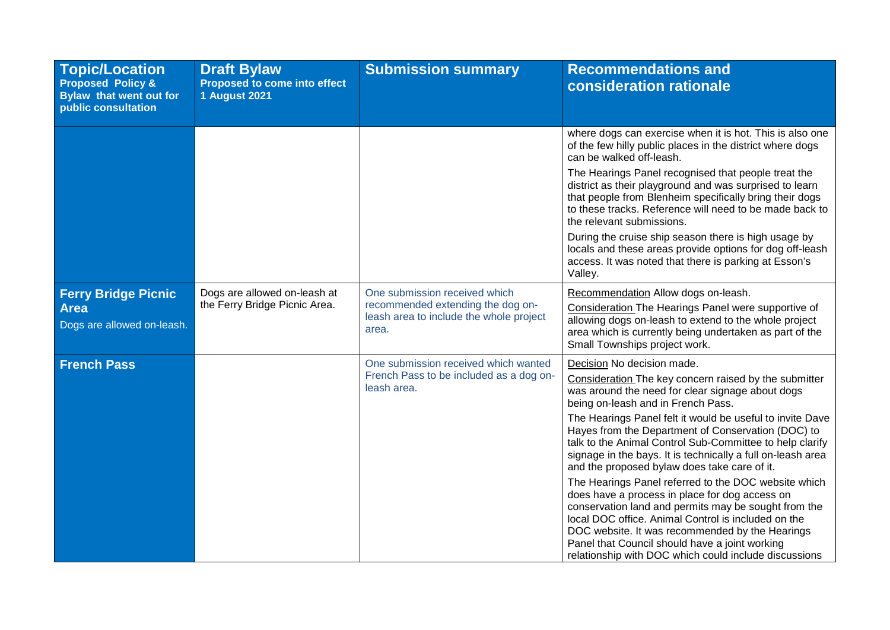| **Topic/Location** **Proposed Policy & Bylaw that went out for public consultation** | **Draft Bylaw** **Proposed to come into effect 1 August 2021** | **Submission summary** | **Recommendations and consideration rationale** |
|---|---|---|---|
| | | | where dogs can exercise when it is hot. This is also one of the few hilly public places in the district where dogs can be walked off-leash. The Hearings Panel recognised that people treat the district as their playground and was surprised to learn that people from Blenheim specifically bring their dogs to these tracks. Reference will need to be made back to the relevant submissions. During the cruise ship season there is high usage by locals and these areas provide options for dog off-leash access. It was noted that there is parking at Esson's Valley. |
| **Ferry Bridge Picnic Area** Dogs are allowed on-leash. | Dogs are allowed on-leash at the Ferry Bridge Picnic Area. | One submission received which recommended extending the dog on-leash area to include the whole project area. | Recommendation Allow dogs on-leash. Consideration The Hearings Panel were supportive of allowing dogs on-leash to extend to the whole project area which is currently being undertaken as part of the Small Townships project work. |
| **French Pass** | | One submission received which wanted French Pass to be included as a dog on-leash area. | Decision No decision made. Consideration The key concern raised by the submitter was around the need for clear signage about dogs being on-leash and in French Pass. The Hearings Panel felt it would be useful to invite Dave Hayes from the Department of Conservation (DOC) to talk to the Animal Control Sub-Committee to help clarify signage in the bays. It is technically a full on-leash area and the proposed bylaw does take care of it. The Hearings Panel referred to the DOC website which does have a process in place for dog access on conservation land and permits may be sought from the local DOC office. Animal Control is included on the DOC website. It was recommended by the Hearings Panel that Council should have a joint working relationship with DOC which could include discussions |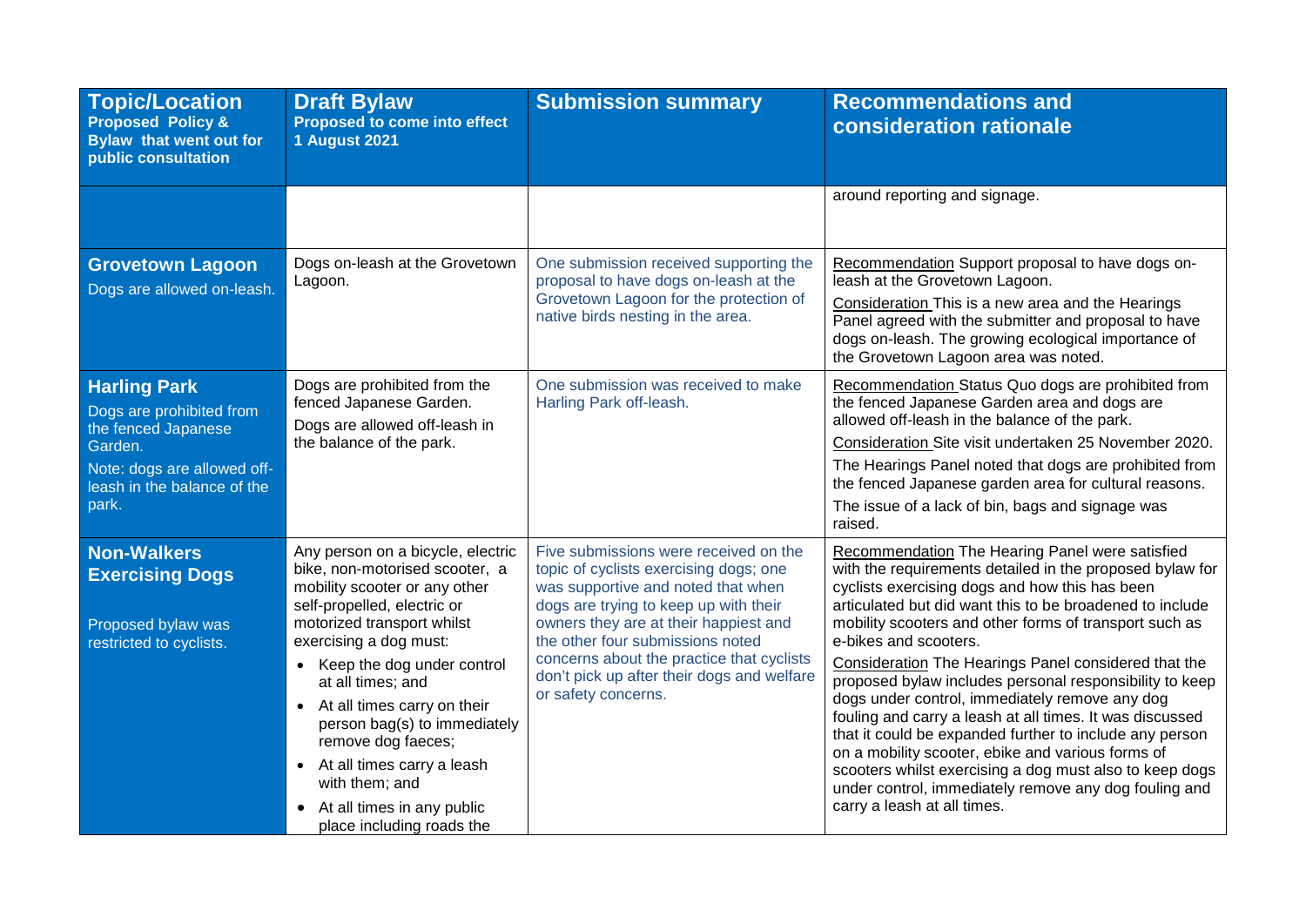| **Topic/Location** **Proposed Policy & Bylaw that went out for public consultation** | **Draft Bylaw** **Proposed to come into effect 1 August 2021** | **Submission summary** | **Recommendations and consideration rationale** |
|---|---|---|---|
| | | | around reporting and signage. |
| **Grovetown Lagoon** Dogs are allowed on-leash. | Dogs on-leash at the Grovetown Lagoon. | One submission received supporting the proposal to have dogs on-leash at the Grovetown Lagoon for the protection of native birds nesting in the area. | Recommendation Support proposal to have dogs on-leash at the Grovetown Lagoon.<br>Consideration This is a new area and the Hearings Panel agreed with the submitter and proposal to have dogs on-leash. The growing ecological importance of the Grovetown Lagoon area was noted. |
| **Harling Park** Dogs are prohibited from the fenced Japanese Garden.<br>Note: dogs are allowed off-leash in the balance of the park. | Dogs are prohibited from the fenced Japanese Garden.<br>Dogs are allowed off-leash in the balance of the park. | One submission was received to make Harling Park off-leash. | Recommendation Status Quo dogs are prohibited from the fenced Japanese Garden area and dogs are allowed off-leash in the balance of the park.<br>Consideration Site visit undertaken 25 November 2020.<br>The Hearings Panel noted that dogs are prohibited from the fenced Japanese garden area for cultural reasons.<br>The issue of a lack of bin, bags and signage was raised. |
| **Non-Walkers Exercising Dogs**<br>Proposed bylaw was restricted to cyclists. | Any person on a bicycle, electric bike, non-motorised scooter, a mobility scooter or any other self-propelled, electric or motorized transport whilst exercising a dog must:<br>• Keep the dog under control at all times; and<br>• At all times carry on their person bag(s) to immediately remove dog faeces;<br>• At all times carry a leash with them; and<br>• At all times in any public place including roads the | Five submissions were received on the topic of cyclists exercising dogs; one was supportive and noted that when dogs are trying to keep up with their owners they are at their happiest and the other four submissions noted concerns about the practice that cyclists don't pick up after their dogs and welfare or safety concerns. | Recommendation The Hearing Panel were satisfied with the requirements detailed in the proposed bylaw for cyclists exercising dogs and how this has been articulated but did want this to be broadened to include mobility scooters and other forms of transport such as e-bikes and scooters.<br>Consideration The Hearings Panel considered that the proposed bylaw includes personal responsibility to keep dogs under control, immediately remove any dog fouling and carry a leash at all times. It was discussed that it could be expanded further to include any person on a mobility scooter, ebike and various forms of scooters whilst exercising a dog must also to keep dogs under control, immediately remove any dog fouling and carry a leash at all times. |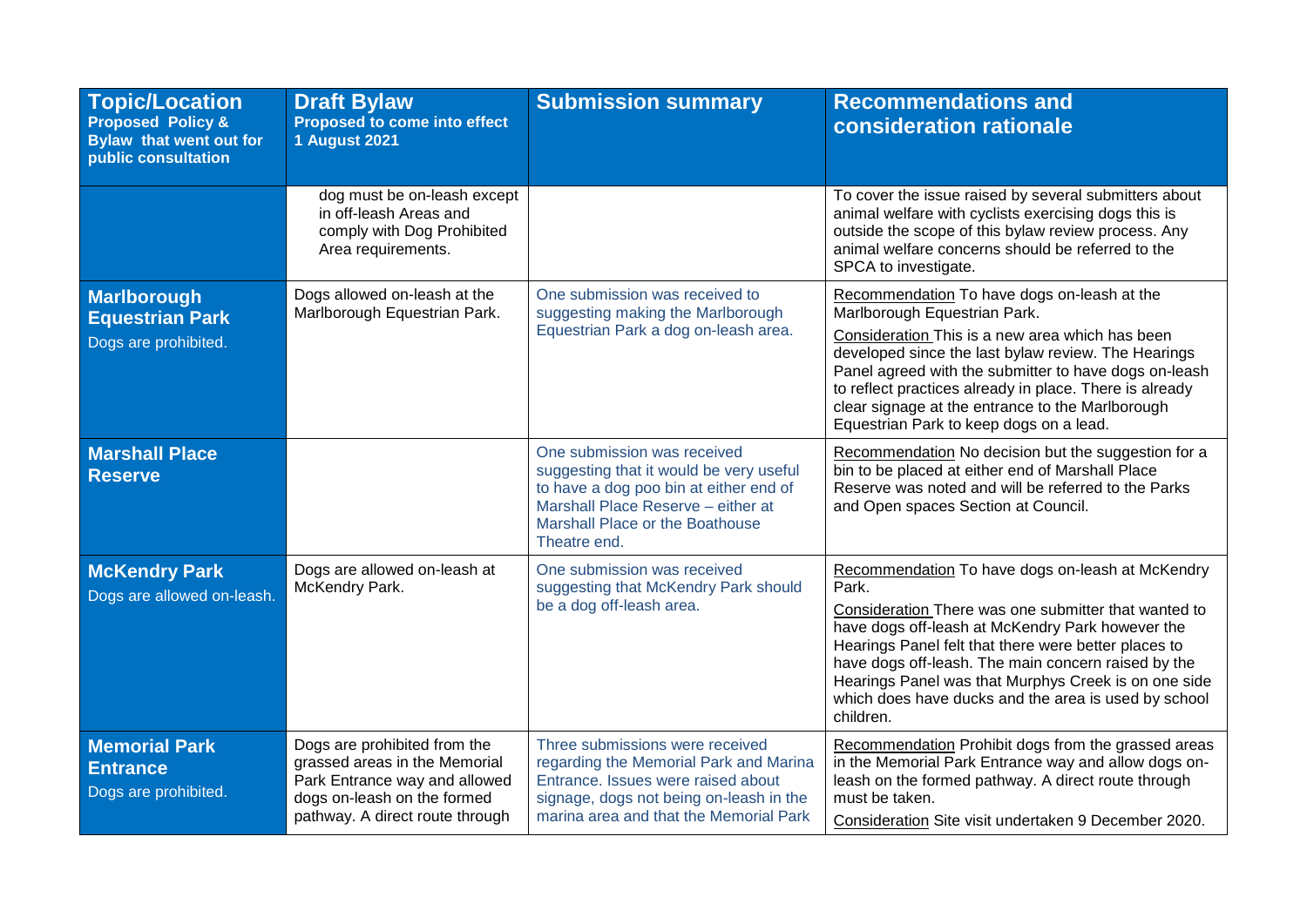| Topic/Location<br>Proposed Policy & Bylaw that went out for public consultation | Draft Bylaw<br>Proposed to come into effect 1 August 2021 | Submission summary | Recommendations and consideration rationale |
|---|---|---|---|
| | dog must be on-leash except in off-leash Areas and comply with Dog Prohibited Area requirements. | | To cover the issue raised by several submitters about animal welfare with cyclists exercising dogs this is outside the scope of this bylaw review process. Any animal welfare concerns should be referred to the SPCA to investigate. |
| **Marlborough Equestrian Park**<br>Dogs are prohibited. | Dogs allowed on-leash at the Marlborough Equestrian Park. | One submission was received to suggesting making the Marlborough Equestrian Park a dog on-leash area. | Recommendation To have dogs on-leash at the Marlborough Equestrian Park.<br>Consideration This is a new area which has been developed since the last bylaw review. The Hearings Panel agreed with the submitter to have dogs on-leash to reflect practices already in place. There is already clear signage at the entrance to the Marlborough Equestrian Park to keep dogs on a lead. |
| **Marshall Place Reserve** | | One submission was received suggesting that it would be very useful to have a dog poo bin at either end of Marshall Place Reserve – either at Marshall Place or the Boathouse Theatre end. | Recommendation No decision but the suggestion for a bin to be placed at either end of Marshall Place Reserve was noted and will be referred to the Parks and Open spaces Section at Council. |
| **McKendry Park**<br>Dogs are allowed on-leash. | Dogs are allowed on-leash at McKendry Park. | One submission was received suggesting that McKendry Park should be a dog off-leash area. | Recommendation To have dogs on-leash at McKendry Park.<br>Consideration There was one submitter that wanted to have dogs off-leash at McKendry Park however the Hearings Panel felt that there were better places to have dogs off-leash. The main concern raised by the Hearings Panel was that Murphys Creek is on one side which does have ducks and the area is used by school children. |
| **Memorial Park Entrance**<br>Dogs are prohibited. | Dogs are prohibited from the grassed areas in the Memorial Park Entrance way and allowed dogs on-leash on the formed pathway. A direct route through | Three submissions were received regarding the Memorial Park and Marina Entrance. Issues were raised about signage, dogs not being on-leash in the marina area and that the Memorial Park | Recommendation Prohibit dogs from the grassed areas in the Memorial Park Entrance way and allow dogs on-leash on the formed pathway. A direct route through must be taken.<br>Consideration Site visit undertaken 9 December 2020. |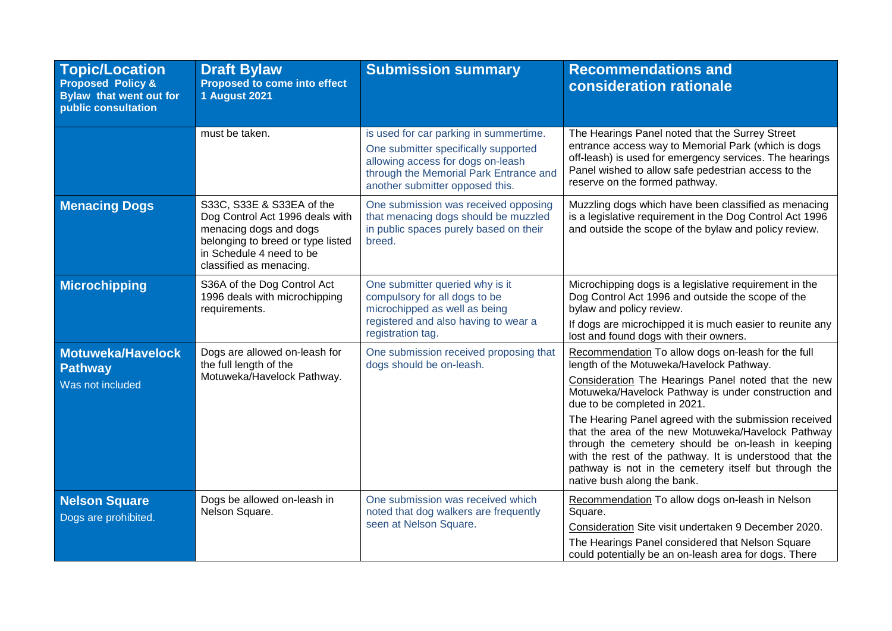| **Topic/Location** **Proposed Policy & Bylaw that went out for public consultation** | **Draft Bylaw** **Proposed to come into effect 1 August 2021** | **Submission summary** | **Recommendations and consideration rationale** |
|---|---|---|---|
| | must be taken. | is used for car parking in summertime. One submitter specifically supported allowing access for dogs on-leash through the Memorial Park Entrance and another submitter opposed this. | The Hearings Panel noted that the Surrey Street entrance access way to Memorial Park (which is dogs off-leash) is used for emergency services. The hearings Panel wished to allow safe pedestrian access to the reserve on the formed pathway. |
| **Menacing Dogs** | S33C, S33E & S33EA of the Dog Control Act 1996 deals with menacing dogs and dogs belonging to breed or type listed in Schedule 4 need to be classified as menacing. | One submission was received opposing that menacing dogs should be muzzled in public spaces purely based on their breed. | Muzzling dogs which have been classified as menacing is a legislative requirement in the Dog Control Act 1996 and outside the scope of the bylaw and policy review. |
| **Microchipping** | S36A of the Dog Control Act 1996 deals with microchipping requirements. | One submitter queried why is it compulsory for all dogs to be microchipped as well as being registered and also having to wear a registration tag. | Microchipping dogs is a legislative requirement in the Dog Control Act 1996 and outside the scope of the bylaw and policy review. If dogs are microchipped it is much easier to reunite any lost and found dogs with their owners. |
| **Motuweka/Havelock Pathway** Was not included | Dogs are allowed on-leash for the full length of the Motuweka/Havelock Pathway. | One submission received proposing that dogs should be on-leash. | Recommendation To allow dogs on-leash for the full length of the Motuweka/Havelock Pathway. Consideration The Hearings Panel noted that the new Motuweka/Havelock Pathway is under construction and due to be completed in 2021. The Hearing Panel agreed with the submission received that the area of the new Motuweka/Havelock Pathway through the cemetery should be on-leash in keeping with the rest of the pathway. It is understood that the pathway is not in the cemetery itself but through the native bush along the bank. |
| **Nelson Square** Dogs are prohibited. | Dogs be allowed on-leash in Nelson Square. | One submission was received which noted that dog walkers are frequently seen at Nelson Square. | Recommendation To allow dogs on-leash in Nelson Square. Consideration Site visit undertaken 9 December 2020. The Hearings Panel considered that Nelson Square could potentially be an on-leash area for dogs. There |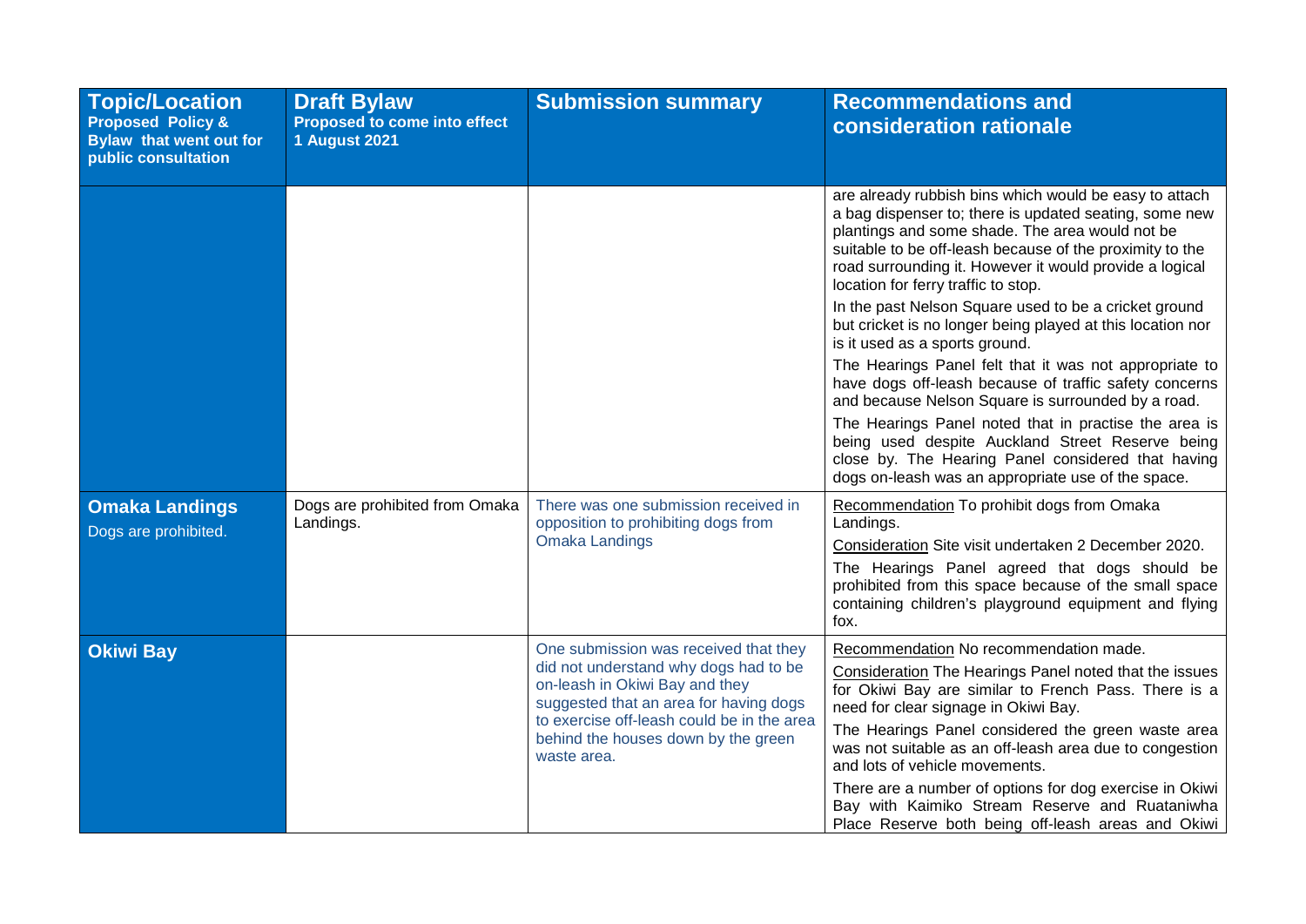| Topic/Location<br>Proposed Policy & Bylaw that went out for public consultation | Draft Bylaw<br>Proposed to come into effect 1 August 2021 | Submission summary | Recommendations and consideration rationale |
|---|---|---|---|
| | | | are already rubbish bins which would be easy to attach a bag dispenser to; there is updated seating, some new plantings and some shade. The area would not be suitable to be off-leash because of the proximity to the road surrounding it. However it would provide a logical location for ferry traffic to stop.<br>In the past Nelson Square used to be a cricket ground but cricket is no longer being played at this location nor is it used as a sports ground.<br>The Hearings Panel felt that it was not appropriate to have dogs off-leash because of traffic safety concerns and because Nelson Square is surrounded by a road.<br>The Hearings Panel noted that in practise the area is being used despite Auckland Street Reserve being close by. The Hearing Panel considered that having dogs on-leash was an appropriate use of the space. |
| **Omaka Landings**<br>Dogs are prohibited. | Dogs are prohibited from Omaka Landings. | There was one submission received in opposition to prohibiting dogs from Omaka Landings | Recommendation To prohibit dogs from Omaka Landings.<br>Consideration Site visit undertaken 2 December 2020.<br>The Hearings Panel agreed that dogs should be prohibited from this space because of the small space containing children's playground equipment and flying fox. |
| **Okiwi Bay** | | One submission was received that they did not understand why dogs had to be on-leash in Okiwi Bay and they suggested that an area for having dogs to exercise off-leash could be in the area behind the houses down by the green waste area. | Recommendation No recommendation made.<br>Consideration The Hearings Panel noted that the issues for Okiwi Bay are similar to French Pass. There is a need for clear signage in Okiwi Bay.<br>The Hearings Panel considered the green waste area was not suitable as an off-leash area due to congestion and lots of vehicle movements.<br>There are a number of options for dog exercise in Okiwi Bay with Kaimiko Stream Reserve and Ruataniwha Place Reserve both being off-leash areas and Okiwi |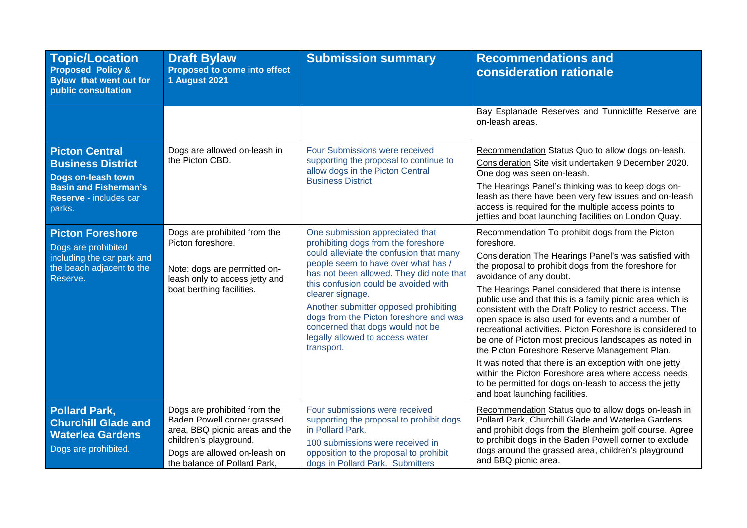| **Topic/Location** **Proposed Policy & Bylaw that went out for public consultation** | **Draft Bylaw** **Proposed to come into effect 1 August 2021** | **Submission summary** | **Recommendations and consideration rationale** |
|---|---|---|---|
| | | | Bay Esplanade Reserves and Tunnicliffe Reserve are on-leash areas. |
| **Picton Central Business District** **Dogs on-leash town Basin and Fisherman's Reserve** - includes car parks. | Dogs are allowed on-leash in the Picton CBD. | Four Submissions were received supporting the proposal to continue to allow dogs in the Picton Central Business District | Recommendation Status Quo to allow dogs on-leash.<br>Consideration Site visit undertaken 9 December 2020. One dog was seen on-leash.<br>The Hearings Panel's thinking was to keep dogs on-leash as there have been very few issues and on-leash access is required for the multiple access points to jetties and boat launching facilities on London Quay. |
| **Picton Foreshore** Dogs are prohibited including the car park and the beach adjacent to the Reserve. | Dogs are prohibited from the Picton foreshore.<br><br>Note: dogs are permitted on-leash only to access jetty and boat berthing facilities. | One submission appreciated that prohibiting dogs from the foreshore could alleviate the confusion that many people seem to have over what has / has not been allowed. They did note that this confusion could be avoided with clearer signage.<br>Another submitter opposed prohibiting dogs from the Picton foreshore and was concerned that dogs would not be legally allowed to access water transport. | Recommendation To prohibit dogs from the Picton foreshore.<br>Consideration The Hearings Panel's was satisfied with the proposal to prohibit dogs from the foreshore for avoidance of any doubt.<br>The Hearings Panel considered that there is intense public use and that this is a family picnic area which is consistent with the Draft Policy to restrict access. The open space is also used for events and a number of recreational activities. Picton Foreshore is considered to be one of Picton most precious landscapes as noted in the Picton Foreshore Reserve Management Plan.<br>It was noted that there is an exception with one jetty within the Picton Foreshore area where access needs to be permitted for dogs on-leash to access the jetty and boat launching facilities. |
| **Pollard Park, Churchill Glade and Waterlea Gardens** Dogs are prohibited. | Dogs are prohibited from the Baden Powell corner grassed area, BBQ picnic areas and the children's playground.<br>Dogs are allowed on-leash on the balance of Pollard Park, | Four submissions were received supporting the proposal to prohibit dogs in Pollard Park.<br>100 submissions were received in opposition to the proposal to prohibit dogs in Pollard Park. Submitters | Recommendation Status quo to allow dogs on-leash in Pollard Park, Churchill Glade and Waterlea Gardens and prohibit dogs from the Blenheim golf course. Agree to prohibit dogs in the Baden Powell corner to exclude dogs around the grassed area, children's playground and BBQ picnic area. |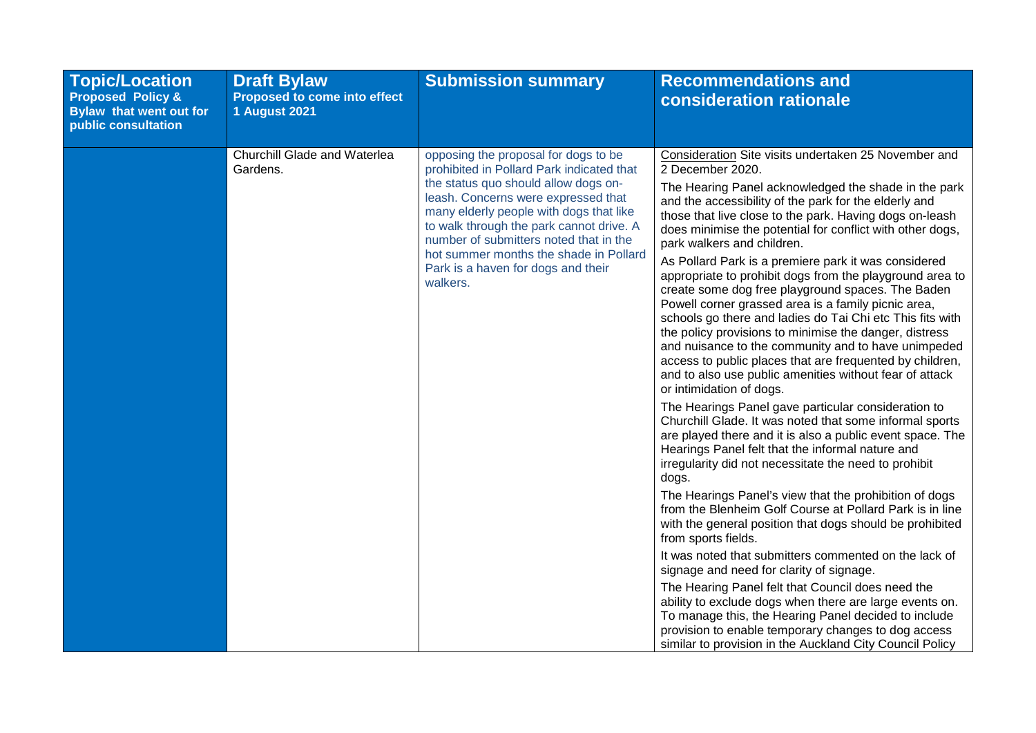| **Topic/Location**<br>**Proposed Policy & Bylaw that went out for public consultation** | **Draft Bylaw**<br>**Proposed to come into effect 1 August 2021** | **Submission summary** | **Recommendations and consideration rationale** |
|---|---|---|---|
| | Churchill Glade and Waterlea Gardens. | opposing the proposal for dogs to be prohibited in Pollard Park indicated that the status quo should allow dogs on-leash. Concerns were expressed that many elderly people with dogs that like to walk through the park cannot drive. A number of submitters noted that in the hot summer months the shade in Pollard Park is a haven for dogs and their walkers. | Consideration Site visits undertaken 25 November and 2 December 2020.<br><br>The Hearing Panel acknowledged the shade in the park and the accessibility of the park for the elderly and those that live close to the park. Having dogs on-leash does minimise the potential for conflict with other dogs, park walkers and children.<br><br>As Pollard Park is a premiere park it was considered appropriate to prohibit dogs from the playground area to create some dog free playground spaces. The Baden Powell corner grassed area is a family picnic area, schools go there and ladies do Tai Chi etc This fits with the policy provisions to minimise the danger, distress and nuisance to the community and to have unimpeded access to public places that are frequented by children, and to also use public amenities without fear of attack or intimidation of dogs.<br><br>The Hearings Panel gave particular consideration to Churchill Glade. It was noted that some informal sports are played there and it is also a public event space. The Hearings Panel felt that the informal nature and irregularity did not necessitate the need to prohibit dogs.<br><br>The Hearings Panel's view that the prohibition of dogs from the Blenheim Golf Course at Pollard Park is in line with the general position that dogs should be prohibited from sports fields.<br><br>It was noted that submitters commented on the lack of signage and need for clarity of signage.<br><br>The Hearing Panel felt that Council does need the ability to exclude dogs when there are large events on. To manage this, the Hearing Panel decided to include provision to enable temporary changes to dog access similar to provision in the Auckland City Council Policy |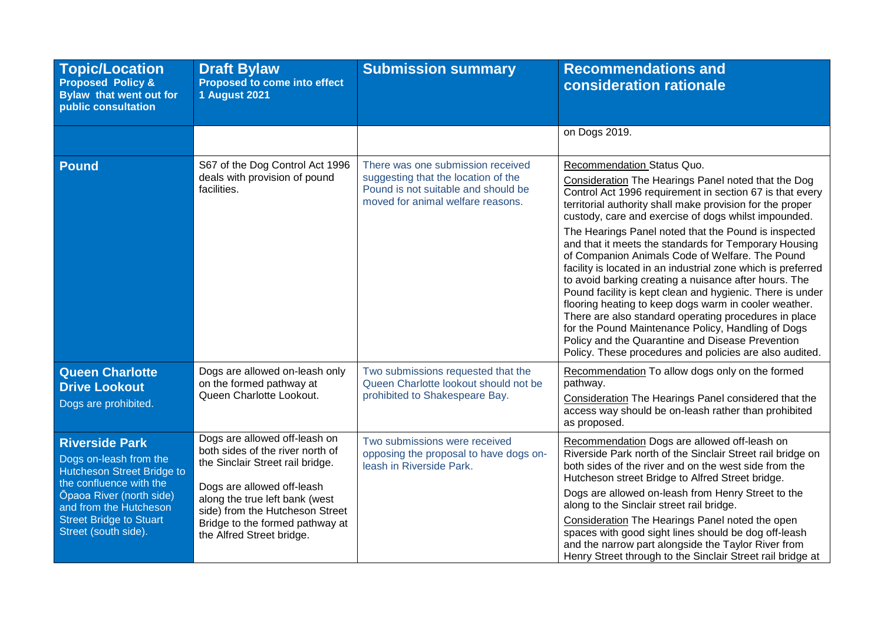| **Topic/Location** **Proposed Policy & Bylaw that went out for public consultation** | **Draft Bylaw** **Proposed to come into effect 1 August 2021** | **Submission summary** | **Recommendations and consideration rationale** |
|---|---|---|---|
| | | | on Dogs 2019. |
| **Pound** | S67 of the Dog Control Act 1996 deals with provision of pound facilities. | There was one submission received suggesting that the location of the Pound is not suitable and should be moved for animal welfare reasons. | Recommendation Status Quo.<br><br>Consideration The Hearings Panel noted that the Dog Control Act 1996 requirement in section 67 is that every territorial authority shall make provision for the proper custody, care and exercise of dogs whilst impounded.<br><br>The Hearings Panel noted that the Pound is inspected and that it meets the standards for Temporary Housing of Companion Animals Code of Welfare. The Pound facility is located in an industrial zone which is preferred to avoid barking creating a nuisance after hours. The Pound facility is kept clean and hygienic. There is under flooring heating to keep dogs warm in cooler weather. There are also standard operating procedures in place for the Pound Maintenance Policy, Handling of Dogs Policy and the Quarantine and Disease Prevention Policy. These procedures and policies are also audited. |
| **Queen Charlotte Drive Lookout**<br><br>Dogs are prohibited. | Dogs are allowed on-leash only on the formed pathway at Queen Charlotte Lookout. | Two submissions requested that the Queen Charlotte lookout should not be prohibited to Shakespeare Bay. | Recommendation To allow dogs only on the formed pathway.<br><br>Consideration The Hearings Panel considered that the access way should be on-leash rather than prohibited as proposed. |
| **Riverside Park**<br><br>Dogs on-leash from the Hutcheson Street Bridge to the confluence with the Ōpaoa River (north side) and from the Hutcheson Street Bridge to Stuart Street (south side). | Dogs are allowed off-leash on both sides of the river north of the Sinclair Street rail bridge.<br><br>Dogs are allowed off-leash along the true left bank (west side) from the Hutcheson Street Bridge to the formed pathway at the Alfred Street bridge. | Two submissions were received opposing the proposal to have dogs on-leash in Riverside Park. | Recommendation Dogs are allowed off-leash on Riverside Park north of the Sinclair Street rail bridge on both sides of the river and on the west side from the Hutcheson street Bridge to Alfred Street bridge.<br><br>Dogs are allowed on-leash from Henry Street to the along to the Sinclair street rail bridge.<br><br>Consideration The Hearings Panel noted the open spaces with good sight lines should be dog off-leash and the narrow part alongside the Taylor River from Henry Street through to the Sinclair Street rail bridge at |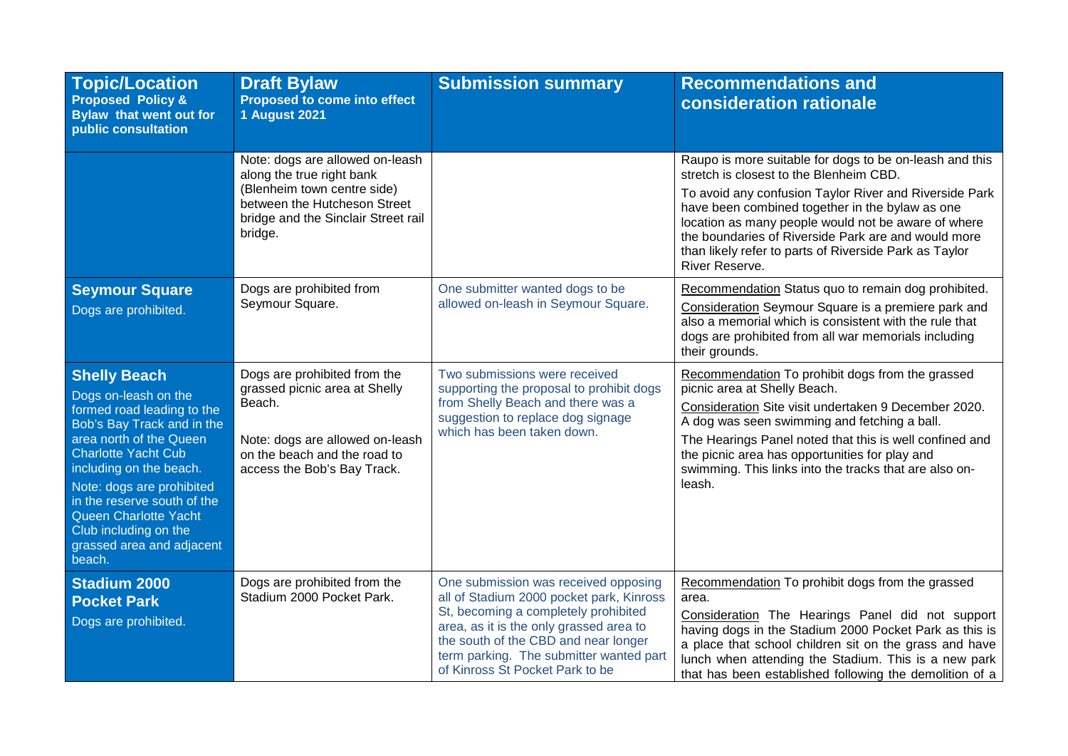| **Topic/Location** **Proposed Policy & Bylaw that went out for public consultation** | **Draft Bylaw** **Proposed to come into effect 1 August 2021** | **Submission summary** | **Recommendations and consideration rationale** |
|---|---|---|---|
| | Note: dogs are allowed on-leash along the true right bank (Blenheim town centre side) between the Hutcheson Street bridge and the Sinclair Street rail bridge. | | Raupo is more suitable for dogs to be on-leash and this stretch is closest to the Blenheim CBD. To avoid any confusion Taylor River and Riverside Park have been combined together in the bylaw as one location as many people would not be aware of where the boundaries of Riverside Park are and would more than likely refer to parts of Riverside Park as Taylor River Reserve. |
| **Seymour Square** Dogs are prohibited. | Dogs are prohibited from Seymour Square. | One submitter wanted dogs to be allowed on-leash in Seymour Square. | Recommendation Status quo to remain dog prohibited. Consideration Seymour Square is a premiere park and also a memorial which is consistent with the rule that dogs are prohibited from all war memorials including their grounds. |
| **Shelly Beach** Dogs on-leash on the formed road leading to the Bob's Bay Track and in the area north of the Queen Charlotte Yacht Cub including on the beach. Note: dogs are prohibited in the reserve south of the Queen Charlotte Yacht Club including on the grassed area and adjacent beach. | Dogs are prohibited from the grassed picnic area at Shelly Beach. Note: dogs are allowed on-leash on the beach and the road to access the Bob's Bay Track. | Two submissions were received supporting the proposal to prohibit dogs from Shelly Beach and there was a suggestion to replace dog signage which has been taken down. | Recommendation To prohibit dogs from the grassed picnic area at Shelly Beach. Consideration Site visit undertaken 9 December 2020. A dog was seen swimming and fetching a ball. The Hearings Panel noted that this is well confined and the picnic area has opportunities for play and swimming. This links into the tracks that are also on-leash. |
| **Stadium 2000 Pocket Park** Dogs are prohibited. | Dogs are prohibited from the Stadium 2000 Pocket Park. | One submission was received opposing all of Stadium 2000 pocket park, Kinross St, becoming a completely prohibited area, as it is the only grassed area to the south of the CBD and near longer term parking. The submitter wanted part of Kinross St Pocket Park to be | Recommendation To prohibit dogs from the grassed area. Consideration The Hearings Panel did not support having dogs in the Stadium 2000 Pocket Park as this is a place that school children sit on the grass and have lunch when attending the Stadium. This is a new park that has been established following the demolition of a |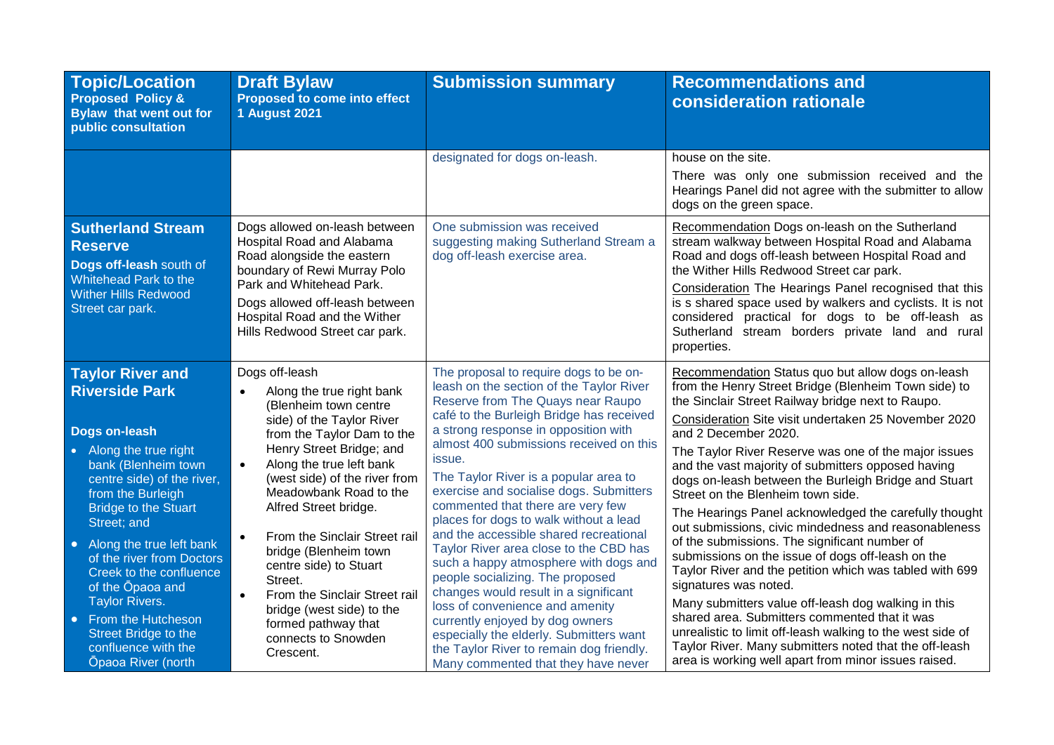| **Topic/Location** **Proposed Policy & Bylaw that went out for public consultation** | **Draft Bylaw** **Proposed to come into effect 1 August 2021** | **Submission summary** | **Recommendations and consideration rationale** |
|---|---|---|---|
| | | designated for dogs on-leash. | house on the site.<br>There was only one submission received and the Hearings Panel did not agree with the submitter to allow dogs on the green space. |
| **Sutherland Stream Reserve**<br>**Dogs off-leash** south of Whitehead Park to the Wither Hills Redwood Street car park. | Dogs allowed on-leash between Hospital Road and Alabama Road alongside the eastern boundary of Rewi Murray Polo Park and Whitehead Park.<br>Dogs allowed off-leash between Hospital Road and the Wither Hills Redwood Street car park. | One submission was received suggesting making Sutherland Stream a dog off-leash exercise area. | Recommendation Dogs on-leash on the Sutherland stream walkway between Hospital Road and Alabama Road and dogs off-leash between Hospital Road and the Wither Hills Redwood Street car park.<br>Consideration The Hearings Panel recognised that this is s shared space used by walkers and cyclists. It is not considered practical for dogs to be off-leash as Sutherland stream borders private land and rural properties. |
| **Taylor River and Riverside Park**<br><br>**Dogs on-leash**<br>• Along the true right bank (Blenheim town centre side) of the river, from the Burleigh Bridge to the Stuart Street; and<br>• Along the true left bank of the river from Doctors Creek to the confluence of the Ōpaoa and Taylor Rivers.<br>• From the Hutcheson Street Bridge to the confluence with the Ōpaoa River (north | Dogs off-leash<br>• Along the true right bank (Blenheim town centre side) of the Taylor River from the Taylor Dam to the Henry Street Bridge; and<br>• Along the true left bank (west side) of the river from Meadowbank Road to the Alfred Street bridge.<br>• From the Sinclair Street rail bridge (Blenheim town centre side) to Stuart Street.<br>• From the Sinclair Street rail bridge (west side) to the formed pathway that connects to Snowden Crescent. | The proposal to require dogs to be on-leash on the section of the Taylor River Reserve from The Quays near Raupo café to the Burleigh Bridge has received a strong response in opposition with almost 400 submissions received on this issue.<br>The Taylor River is a popular area to exercise and socialise dogs. Submitters commented that there are very few places for dogs to walk without a lead and the accessible shared recreational Taylor River area close to the CBD has such a happy atmosphere with dogs and people socializing. The proposed changes would result in a significant loss of convenience and amenity currently enjoyed by dog owners especially the elderly. Submitters want the Taylor River to remain dog friendly. Many commented that they have never | Recommendation Status quo but allow dogs on-leash from the Henry Street Bridge (Blenheim Town side) to the Sinclair Street Railway bridge next to Raupo.<br>Consideration Site visit undertaken 25 November 2020 and 2 December 2020.<br>The Taylor River Reserve was one of the major issues and the vast majority of submitters opposed having dogs on-leash between the Burleigh Bridge and Stuart Street on the Blenheim town side.<br>The Hearings Panel acknowledged the carefully thought out submissions, civic mindedness and reasonableness of the submissions. The significant number of submissions on the issue of dogs off-leash on the Taylor River and the petition which was tabled with 699 signatures was noted.<br>Many submitters value off-leash dog walking in this shared area. Submitters commented that it was unrealistic to limit off-leash walking to the west side of Taylor River. Many submitters noted that the off-leash area is working well apart from minor issues raised. |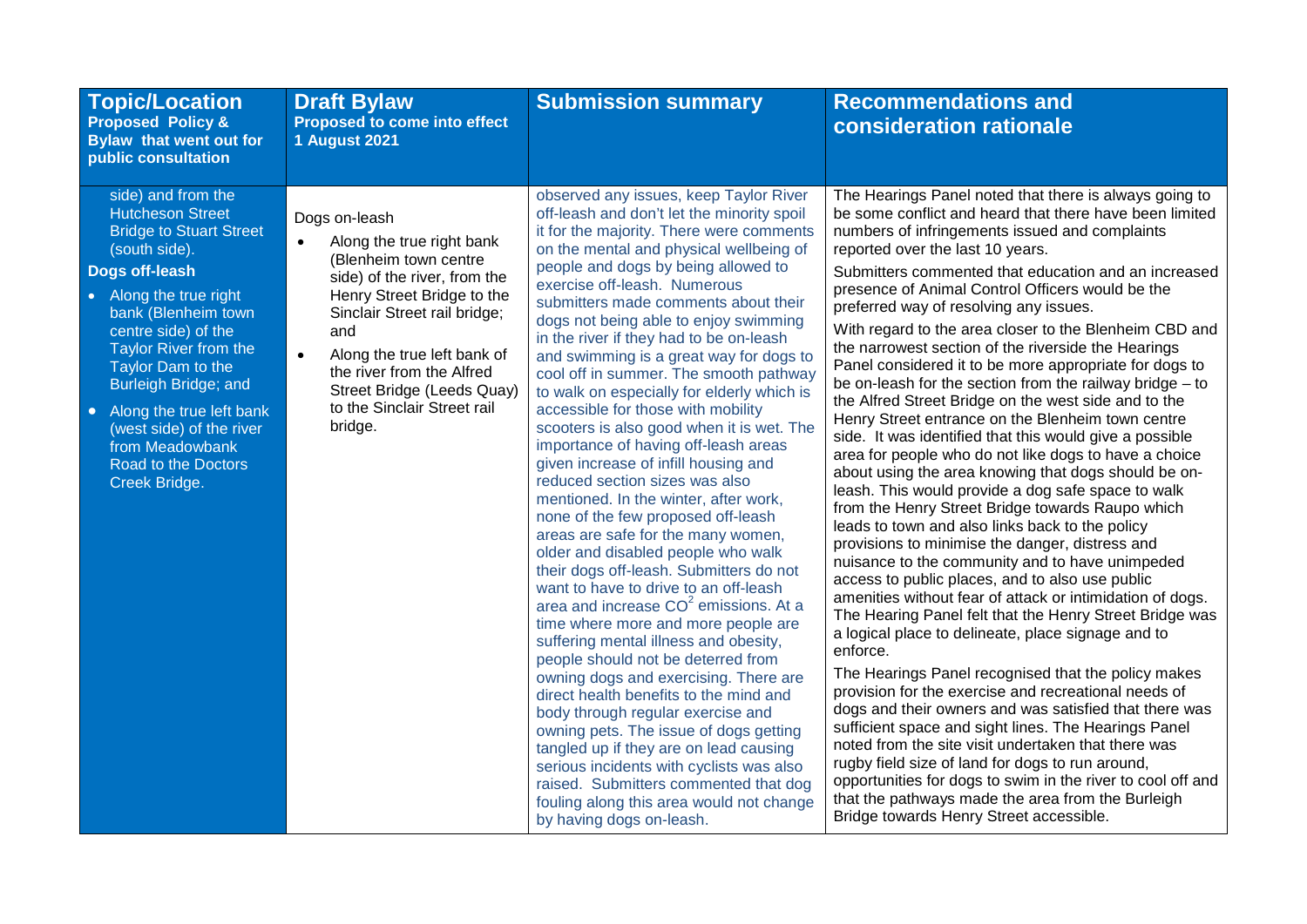| **Topic/Location**<br>**Proposed Policy & Bylaw that went out for public consultation** | **Draft Bylaw**<br>**Proposed to come into effect 1 August 2021** | **Submission summary** | **Recommendations and consideration rationale** |
|---|---|---|---|
| side) and from the Hutcheson Street Bridge to Stuart Street (south side).<br>**Dogs off-leash**<br>• Along the true right bank (Blenheim town centre side) of the Taylor River from the Taylor Dam to the Burleigh Bridge; and<br>• Along the true left bank (west side) of the river from Meadowbank Road to the Doctors Creek Bridge. | Dogs on-leash<br>• Along the true right bank (Blenheim town centre side) of the river, from the Henry Street Bridge to the Sinclair Street rail bridge; and<br>• Along the true left bank of the river from the Alfred Street Bridge (Leeds Quay) to the Sinclair Street rail bridge. | observed any issues, keep Taylor River off-leash and don't let the minority spoil it for the majority. There were comments on the mental and physical wellbeing of people and dogs by being allowed to exercise off-leash. Numerous submitters made comments about their dogs not being able to enjoy swimming in the river if they had to be on-leash and swimming is a great way for dogs to cool off in summer. The smooth pathway to walk on especially for elderly which is accessible for those with mobility scooters is also good when it is wet. The importance of having off-leash areas given increase of infill housing and reduced section sizes was also mentioned. In the winter, after work, none of the few proposed off-leash areas are safe for the many women, older and disabled people who walk their dogs off-leash. Submitters do not want to have to drive to an off-leash area and increase $CO^2$ emissions. At a time where more and more people are suffering mental illness and obesity, people should not be deterred from owning dogs and exercising. There are direct health benefits to the mind and body through regular exercise and owning pets. The issue of dogs getting tangled up if they are on lead causing serious incidents with cyclists was also raised. Submitters commented that dog fouling along this area would not change by having dogs on-leash. | The Hearings Panel noted that there is always going to be some conflict and heard that there have been limited numbers of infringements issued and complaints reported over the last 10 years.<br>Submitters commented that education and an increased presence of Animal Control Officers would be the preferred way of resolving any issues.<br>With regard to the area closer to the Blenheim CBD and the narrowest section of the riverside the Hearings Panel considered it to be more appropriate for dogs to be on-leash for the section from the railway bridge – to the Alfred Street Bridge on the west side and to the Henry Street entrance on the Blenheim town centre side. It was identified that this would give a possible area for people who do not like dogs to have a choice about using the area knowing that dogs should be on-leash. This would provide a dog safe space to walk from the Henry Street Bridge towards Raupo which leads to town and also links back to the policy provisions to minimise the danger, distress and nuisance to the community and to have unimpeded access to public places, and to also use public amenities without fear of attack or intimidation of dogs. The Hearing Panel felt that the Henry Street Bridge was a logical place to delineate, place signage and to enforce.<br>The Hearings Panel recognised that the policy makes provision for the exercise and recreational needs of dogs and their owners and was satisfied that there was sufficient space and sight lines. The Hearings Panel noted from the site visit undertaken that there was rugby field size of land for dogs to run around, opportunities for dogs to swim in the river to cool off and that the pathways made the area from the Burleigh Bridge towards Henry Street accessible. |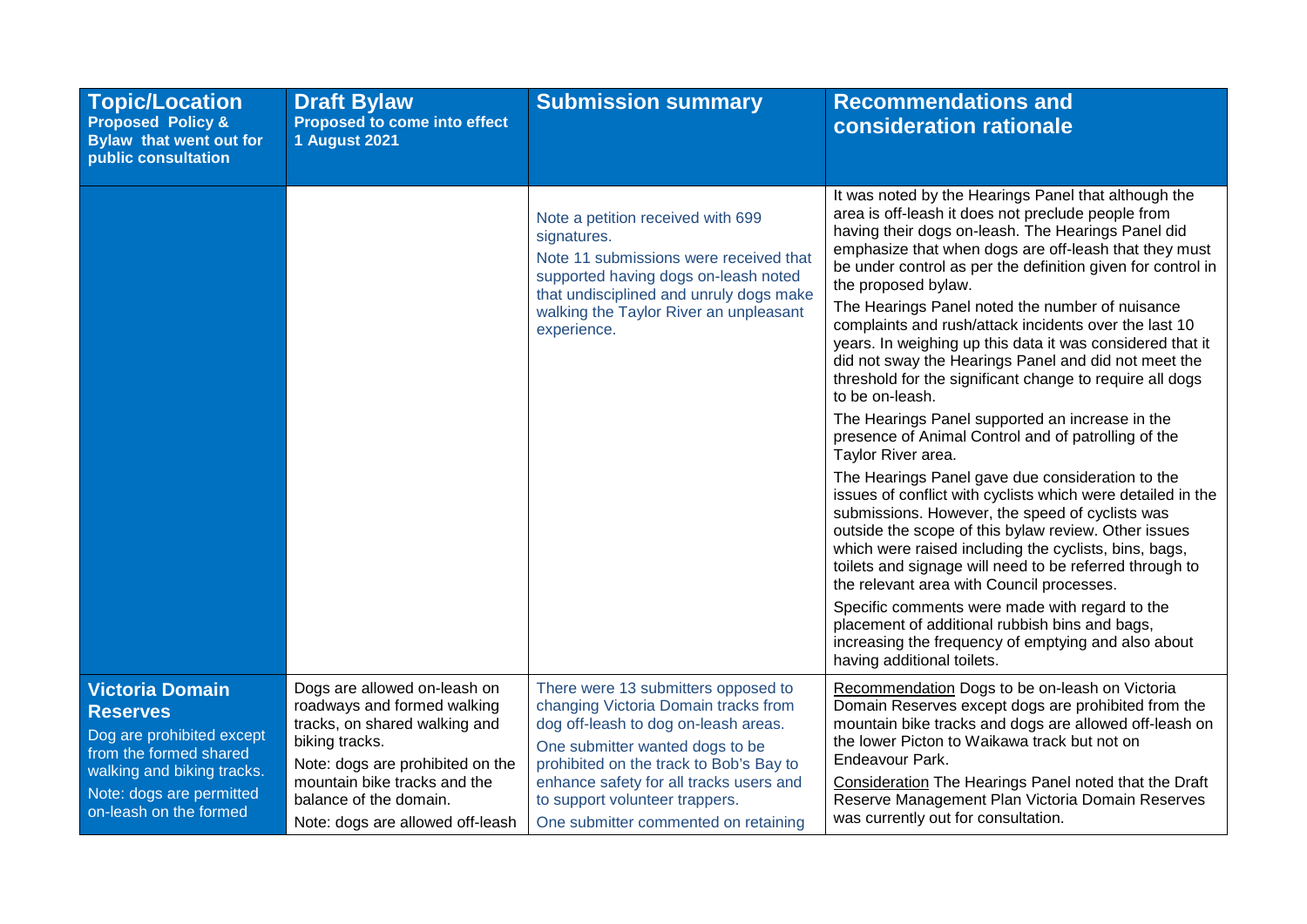| **Topic/Location** **Proposed Policy & Bylaw that went out for public consultation** | **Draft Bylaw** **Proposed to come into effect 1 August 2021** | **Submission summary** | **Recommendations and consideration rationale** |
|---|---|---|---|
| | | Note a petition received with 699 signatures.<br>Note 11 submissions were received that supported having dogs on-leash noted that undisciplined and unruly dogs make walking the Taylor River an unpleasant experience. | It was noted by the Hearings Panel that although the area is off-leash it does not preclude people from having their dogs on-leash. The Hearings Panel did emphasize that when dogs are off-leash that they must be under control as per the definition given for control in the proposed bylaw.<br>The Hearings Panel noted the number of nuisance complaints and rush/attack incidents over the last 10 years. In weighing up this data it was considered that it did not sway the Hearings Panel and did not meet the threshold for the significant change to require all dogs to be on-leash.<br>The Hearings Panel supported an increase in the presence of Animal Control and of patrolling of the Taylor River area.<br>The Hearings Panel gave due consideration to the issues of conflict with cyclists which were detailed in the submissions. However, the speed of cyclists was outside the scope of this bylaw review. Other issues which were raised including the cyclists, bins, bags, toilets and signage will need to be referred through to the relevant area with Council processes.<br>Specific comments were made with regard to the placement of additional rubbish bins and bags, increasing the frequency of emptying and also about having additional toilets. |
| **Victoria Domain Reserves**<br>Dog are prohibited except from the formed shared walking and biking tracks.<br>Note: dogs are permitted on-leash on the formed | Dogs are allowed on-leash on roadways and formed walking tracks, on shared walking and biking tracks.<br>Note: dogs are prohibited on the mountain bike tracks and the balance of the domain.<br>Note: dogs are allowed off-leash | There were 13 submitters opposed to changing Victoria Domain tracks from dog off-leash to dog on-leash areas.<br>One submitter wanted dogs to be prohibited on the track to Bob's Bay to enhance safety for all tracks users and to support volunteer trappers.<br>One submitter commented on retaining | Recommendation Dogs to be on-leash on Victoria Domain Reserves except dogs are prohibited from the mountain bike tracks and dogs are allowed off-leash on the lower Picton to Waikawa track but not on Endeavour Park.<br>Consideration The Hearings Panel noted that the Draft Reserve Management Plan Victoria Domain Reserves was currently out for consultation. |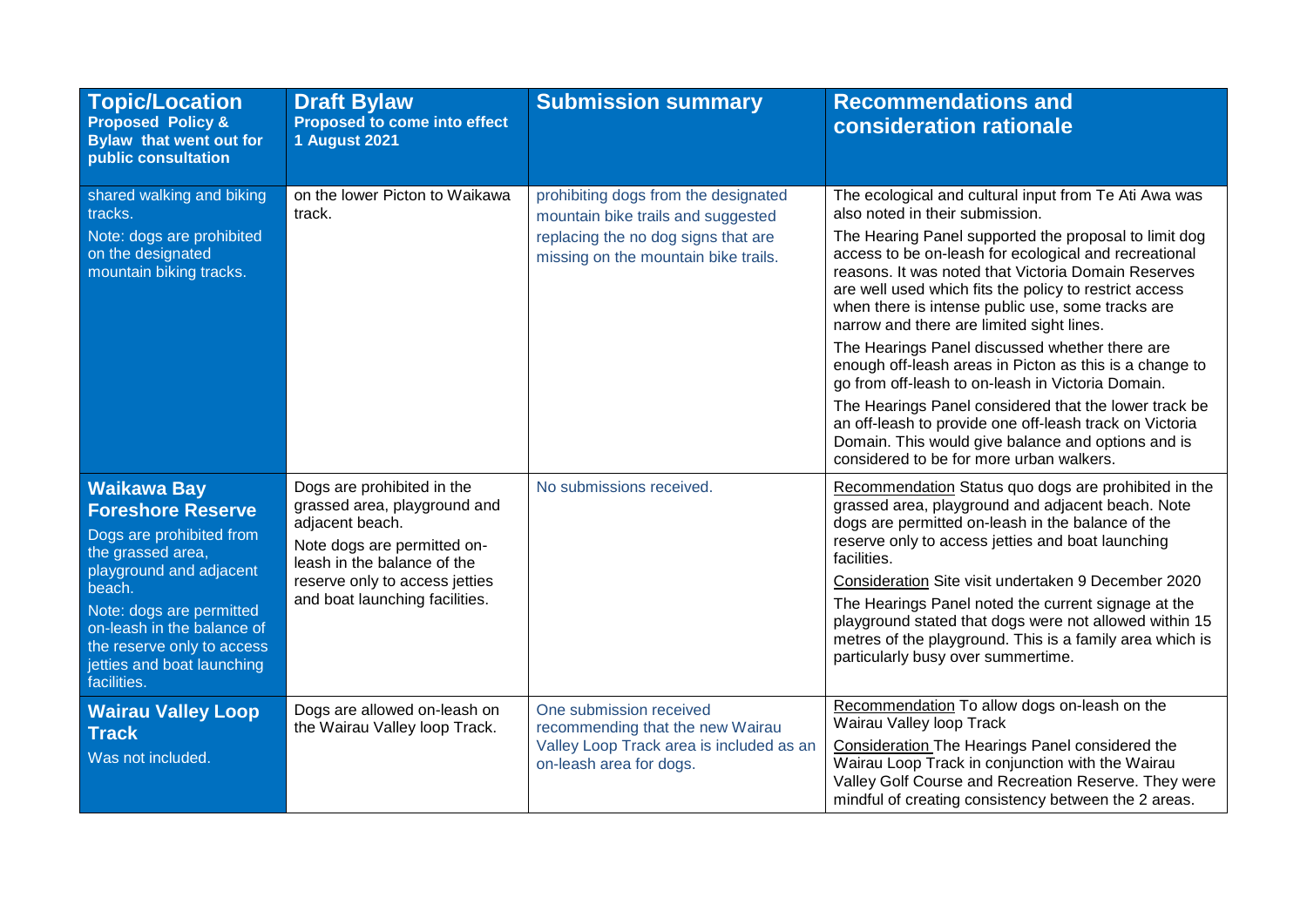| **Topic/Location** **Proposed Policy & Bylaw that went out for public consultation** | **Draft Bylaw** **Proposed to come into effect 1 August 2021** | **Submission summary** | **Recommendations and consideration rationale** |
|---|---|---|---|
| shared walking and biking tracks.<br><br>Note: dogs are prohibited on the designated mountain biking tracks. | on the lower Picton to Waikawa track. | prohibiting dogs from the designated mountain bike trails and suggested replacing the no dog signs that are missing on the mountain bike trails. | The ecological and cultural input from Te Ati Awa was also noted in their submission.<br><br>The Hearing Panel supported the proposal to limit dog access to be on-leash for ecological and recreational reasons. It was noted that Victoria Domain Reserves are well used which fits the policy to restrict access when there is intense public use, some tracks are narrow and there are limited sight lines.<br><br>The Hearings Panel discussed whether there are enough off-leash areas in Picton as this is a change to go from off-leash to on-leash in Victoria Domain.<br><br>The Hearings Panel considered that the lower track be an off-leash to provide one off-leash track on Victoria Domain. This would give balance and options and is considered to be for more urban walkers. |
| **Waikawa Bay Foreshore Reserve**<br><br>Dogs are prohibited from the grassed area, playground and adjacent beach.<br><br>Note: dogs are permitted on-leash in the balance of the reserve only to access jetties and boat launching facilities. | Dogs are prohibited in the grassed area, playground and adjacent beach.<br><br>Note dogs are permitted on-leash in the balance of the reserve only to access jetties and boat launching facilities. | No submissions received. | Recommendation Status quo dogs are prohibited in the grassed area, playground and adjacent beach. Note dogs are permitted on-leash in the balance of the reserve only to access jetties and boat launching facilities.<br><br>Consideration Site visit undertaken 9 December 2020<br><br>The Hearings Panel noted the current signage at the playground stated that dogs were not allowed within 15 metres of the playground. This is a family area which is particularly busy over summertime. |
| **Wairau Valley Loop Track**<br><br>Was not included. | Dogs are allowed on-leash on the Wairau Valley loop Track. | One submission received recommending that the new Wairau Valley Loop Track area is included as an on-leash area for dogs. | Recommendation To allow dogs on-leash on the Wairau Valley loop Track<br><br>Consideration The Hearings Panel considered the Wairau Loop Track in conjunction with the Wairau Valley Golf Course and Recreation Reserve. They were mindful of creating consistency between the 2 areas. |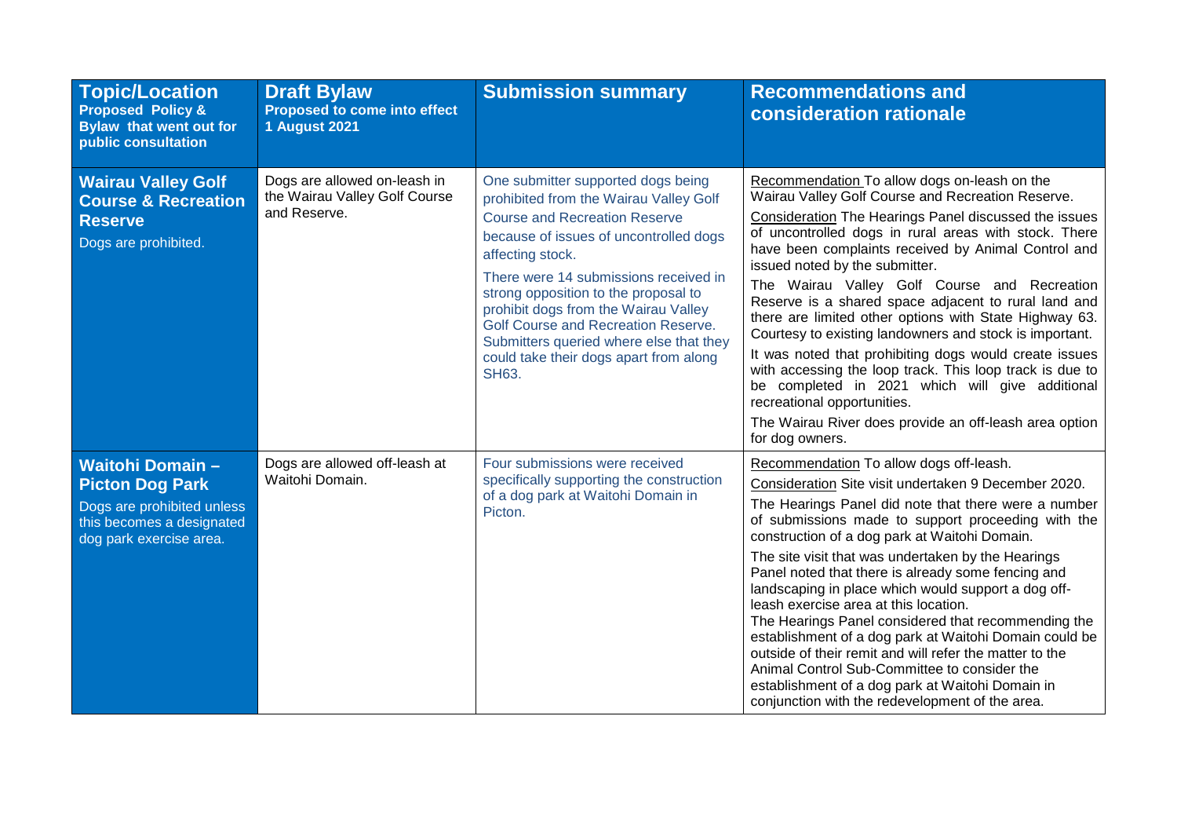| **Topic/Location** **Proposed Policy & Bylaw that went out for public consultation** | **Draft Bylaw** **Proposed to come into effect 1 August 2021** | **Submission summary** | **Recommendations and consideration rationale** |
|---|---|---|---|
| **Wairau Valley Golf Course & Recreation Reserve** Dogs are prohibited. | Dogs are allowed on-leash in the Wairau Valley Golf Course and Reserve. | One submitter supported dogs being prohibited from the Wairau Valley Golf Course and Recreation Reserve because of issues of uncontrolled dogs affecting stock. There were 14 submissions received in strong opposition to the proposal to prohibit dogs from the Wairau Valley Golf Course and Recreation Reserve. Submitters queried where else that they could take their dogs apart from along SH63. | Recommendation To allow dogs on-leash on the Wairau Valley Golf Course and Recreation Reserve. Consideration The Hearings Panel discussed the issues of uncontrolled dogs in rural areas with stock. There have been complaints received by Animal Control and issued noted by the submitter. The Wairau Valley Golf Course and Recreation Reserve is a shared space adjacent to rural land and there are limited other options with State Highway 63. Courtesy to existing landowners and stock is important. It was noted that prohibiting dogs would create issues with accessing the loop track. This loop track is due to be completed in 2021 which will give additional recreational opportunities. The Wairau River does provide an off-leash area option for dog owners. |
| **Waitohi Domain – Picton Dog Park** Dogs are prohibited unless this becomes a designated dog park exercise area. | Dogs are allowed off-leash at Waitohi Domain. | Four submissions were received specifically supporting the construction of a dog park at Waitohi Domain in Picton. | Recommendation To allow dogs off-leash. Consideration Site visit undertaken 9 December 2020. The Hearings Panel did note that there were a number of submissions made to support proceeding with the construction of a dog park at Waitohi Domain. The site visit that was undertaken by the Hearings Panel noted that there is already some fencing and landscaping in place which would support a dog off-leash exercise area at this location. The Hearings Panel considered that recommending the establishment of a dog park at Waitohi Domain could be outside of their remit and will refer the matter to the Animal Control Sub-Committee to consider the establishment of a dog park at Waitohi Domain in conjunction with the redevelopment of the area. |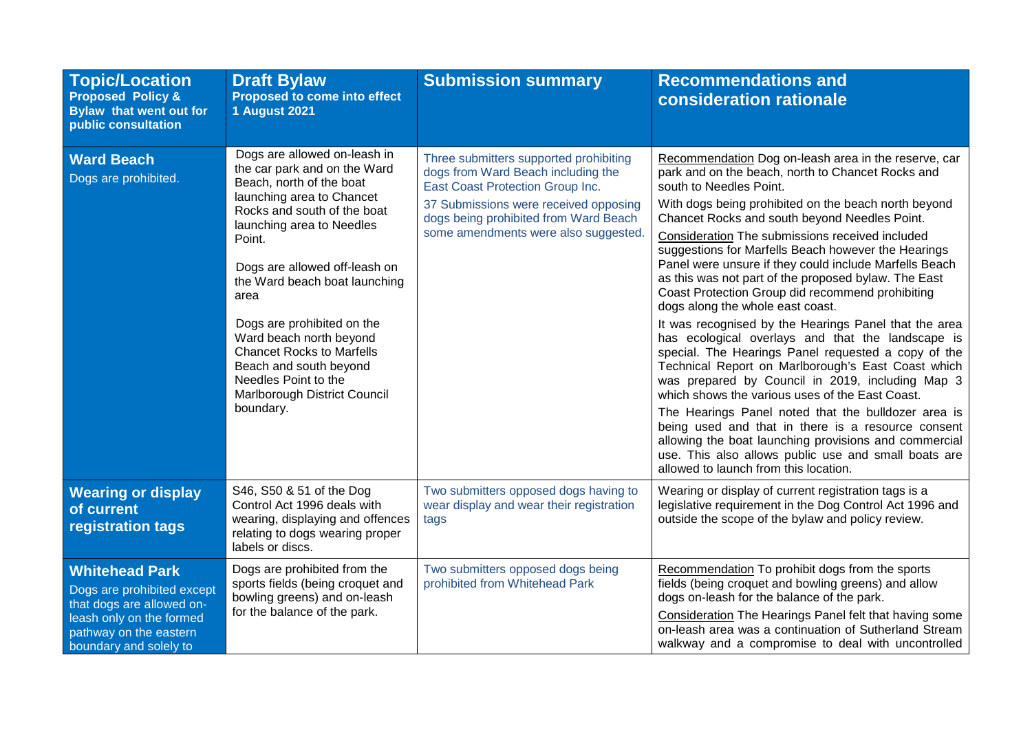| **Topic/Location**<br>**Proposed Policy & Bylaw that went out for public consultation** | **Draft Bylaw**<br>**Proposed to come into effect 1 August 2021** | **Submission summary** | **Recommendations and consideration rationale** |
|---|---|---|---|
| **Ward Beach**<br>Dogs are prohibited. | Dogs are allowed on-leash in the car park and on the Ward Beach, north of the boat launching area to Chancet Rocks and south of the boat launching area to Needles Point.<br><br>Dogs are allowed off-leash on the Ward beach boat launching area<br><br>Dogs are prohibited on the Ward beach north beyond Chancet Rocks to Marfells Beach and south beyond Needles Point to the Marlborough District Council boundary. | Three submitters supported prohibiting dogs from Ward Beach including the East Coast Protection Group Inc.<br><br>37 Submissions were received opposing dogs being prohibited from Ward Beach some amendments were also suggested. | Recommendation Dog on-leash area in the reserve, car park and on the beach, north to Chancet Rocks and south to Needles Point.<br><br>With dogs being prohibited on the beach north beyond Chancet Rocks and south beyond Needles Point.<br><br>Consideration The submissions received included suggestions for Marfells Beach however the Hearings Panel were unsure if they could include Marfells Beach as this was not part of the proposed bylaw. The East Coast Protection Group did recommend prohibiting dogs along the whole east coast.<br><br>It was recognised by the Hearings Panel that the area has ecological overlays and that the landscape is special. The Hearings Panel requested a copy of the Technical Report on Marlborough's East Coast which was prepared by Council in 2019, including Map 3 which shows the various uses of the East Coast.<br><br>The Hearings Panel noted that the bulldozer area is being used and that in there is a resource consent allowing the boat launching provisions and commercial use. This also allows public use and small boats are allowed to launch from this location. |
| **Wearing or display of current registration tags** | S46, S50 & 51 of the Dog Control Act 1996 deals with wearing, displaying and offences relating to dogs wearing proper labels or discs. | Two submitters opposed dogs having to wear display and wear their registration tags | Wearing or display of current registration tags is a legislative requirement in the Dog Control Act 1996 and outside the scope of the bylaw and policy review. |
| **Whitehead Park**<br>Dogs are prohibited except that dogs are allowed on-leash only on the formed pathway on the eastern boundary and solely to | Dogs are prohibited from the sports fields (being croquet and bowling greens) and on-leash for the balance of the park. | Two submitters opposed dogs being prohibited from Whitehead Park | Recommendation To prohibit dogs from the sports fields (being croquet and bowling greens) and allow dogs on-leash for the balance of the park.<br><br>Consideration The Hearings Panel felt that having some on-leash area was a continuation of Sutherland Stream walkway and a compromise to deal with uncontrolled |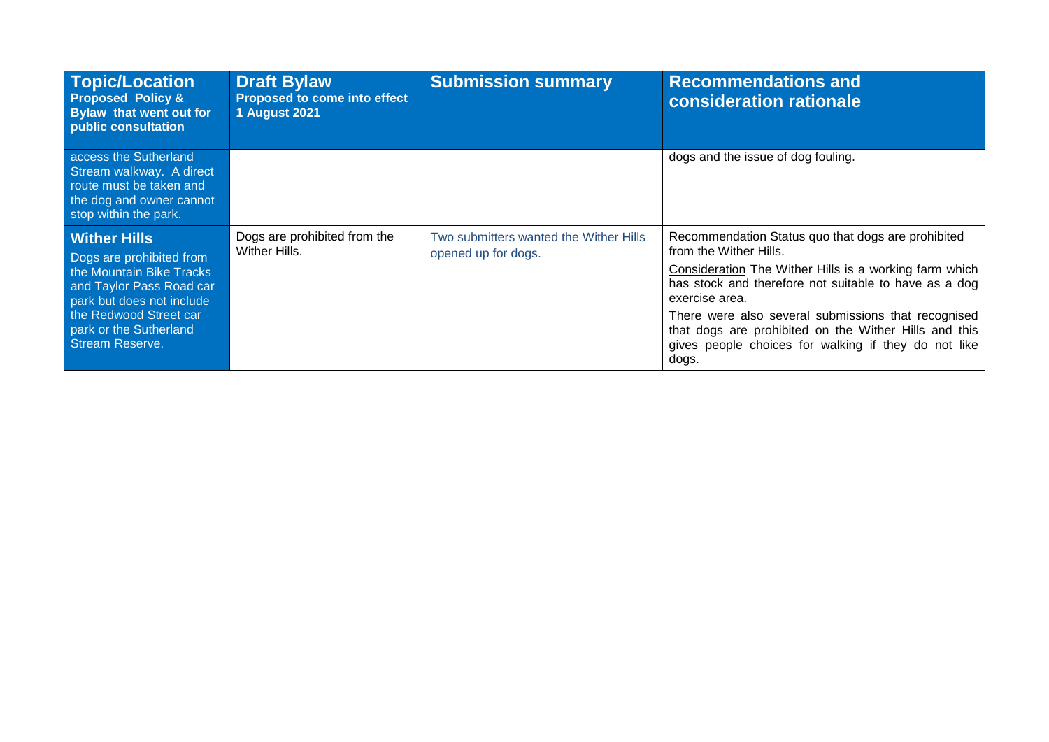| **Topic/Location** **Proposed Policy & Bylaw that went out for public consultation** | **Draft Bylaw** **Proposed to come into effect 1 August 2021** | **Submission summary** | **Recommendations and consideration rationale** |
|---|---|---|---|
| access the Sutherland Stream walkway. A direct route must be taken and the dog and owner cannot stop within the park. | | | dogs and the issue of dog fouling. |
| **Wither Hills** Dogs are prohibited from the Mountain Bike Tracks and Taylor Pass Road car park but does not include the Redwood Street car park or the Sutherland Stream Reserve. | Dogs are prohibited from the Wither Hills. | Two submitters wanted the Wither Hills opened up for dogs. | Recommendation Status quo that dogs are prohibited from the Wither Hills. Consideration The Wither Hills is a working farm which has stock and therefore not suitable to have as a dog exercise area. There were also several submissions that recognised that dogs are prohibited on the Wither Hills and this gives people choices for walking if they do not like dogs. |